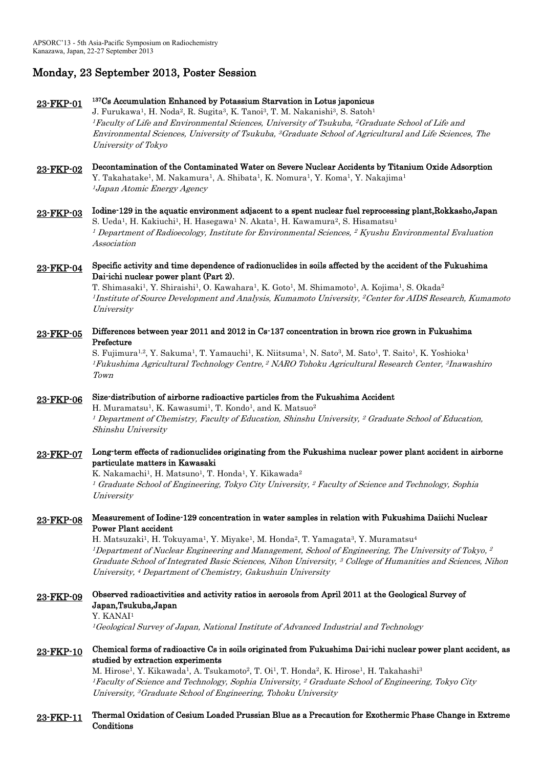## Monday, 23 September 2013, Poster Session

**23-FKP-01** **$^{137}Cs$ Accumulation Enhanced by Potassium Starvation in Lotus japonicus**
J. Furukawa[1], H. Noda[2], R. Sugita[3], K. Tanoi[3], T. M. Nakanishi[3], S. Satoh[1]
*[1]Faculty of Life and Environmental Sciences, University of Tsukuba, [2]Graduate School of Life and Environmental Sciences, University of Tsukuba, [3]Graduate School of Agricultural and Life Sciences, The University of Tokyo*

**23-FKP-02** **Decontamination of the Contaminated Water on Severe Nuclear Accidents by Titanium Oxide Adsorption**
Y. Takahatake[1], M. Nakamura[1], A. Shibata[1], K. Nomura[1], Y. Koma[1], Y. Nakajima[1]
*[1]Japan Atomic Energy Agency*

**23-FKP-03** **Iodine-129 in the aquatic environment adjacent to a spent nuclear fuel reprocessing plant,Rokkasho,Japan**
S. Ueda[1], H. Kakiuchi[1], H. Hasegawa[1] N. Akata[1], H. Kawamura[2], S. Hisamatsu[1]
*[1] Department of Radioecology, Institute for Environmental Sciences, [2] Kyushu Environmental Evaluation Association*

**23-FKP-04** **Specific activity and time dependence of radionuclides in soils affected by the accident of the Fukushima Dai-ichi nuclear power plant (Part 2).**
T. Shimasaki[1], Y. Shiraishi[1], O. Kawahara[1], K. Goto[1], M. Shimamoto[1], A. Kojima[1], S. Okada[2]
*[1]Institute of Source Development and Analysis, Kumamoto University, [2]Center for AIDS Research, Kumamoto University*

**23-FKP-05** **Differences between year 2011 and 2012 in Cs-137 concentration in brown rice grown in Fukushima Prefecture**
S. Fujimura[1,2], Y. Sakuma[1], T. Yamauchi[1], K. Niitsuma[1], N. Sato[3], M. Sato[1], T. Saito[1], K. Yoshioka[1]
*[1]Fukushima Agricultural Technology Centre, [2] NARO Tohoku Agricultural Research Center, [3]Inawashiro Town*

**23-FKP-06** **Size-distribution of airborne radioactive particles from the Fukushima Accident**
H. Muramatsu[1], K. Kawasumi[1], T. Kondo[1], and K. Matsuo[2]
*[1] Department of Chemistry, Faculty of Education, Shinshu University, [2] Graduate School of Education, Shinshu University*

**23-FKP-07** **Long-term effects of radionuclides originating from the Fukushima nuclear power plant accident in airborne particulate matters in Kawasaki**
K. Nakamachi[1], H. Matsuno[1], T. Honda[1], Y. Kikawada[2]
*[1] Graduate School of Engineering, Tokyo City University, [2] Faculty of Science and Technology, Sophia University*

**23-FKP-08** **Measurement of Iodine-129 concentration in water samples in relation with Fukushima Daiichi Nuclear Power Plant accident**
H. Matsuzaki[1], H. Tokuyama[1], Y. Miyake[1], M. Honda[2], T. Yamagata[3], Y. Muramatsu[4]
*[1]Department of Nuclear Engineering and Management, School of Engineering, The University of Tokyo, [2] Graduate School of Integrated Basic Sciences, Nihon University, [3] College of Humanities and Sciences, Nihon University, [4] Department of Chemistry, Gakushuin University*

**23-FKP-09** **Observed radioactivities and activity ratios in aerosols from April 2011 at the Geological Survey of Japan,Tsukuba,Japan**
Y. KANAI[1]
*[1]Geological Survey of Japan, National Institute of Advanced Industrial and Technology*

**23-FKP-10** **Chemical forms of radioactive Cs in soils originated from Fukushima Dai-ichi nuclear power plant accident, as studied by extraction experiments**
M. Hirose[1], Y. Kikawada[1], A. Tsukamoto[2], T. Oi[1], T. Honda[2], K. Hirose[1], H. Takahashi[3]
*[1]Faculty of Science and Technology, Sophia University, [2] Graduate School of Engineering, Tokyo City University, [3]Graduate School of Engineering, Tohoku University*

**23-FKP-11** **Thermal Oxidation of Cesium Loaded Prussian Blue as a Precaution for Exothermic Phase Change in Extreme Conditions**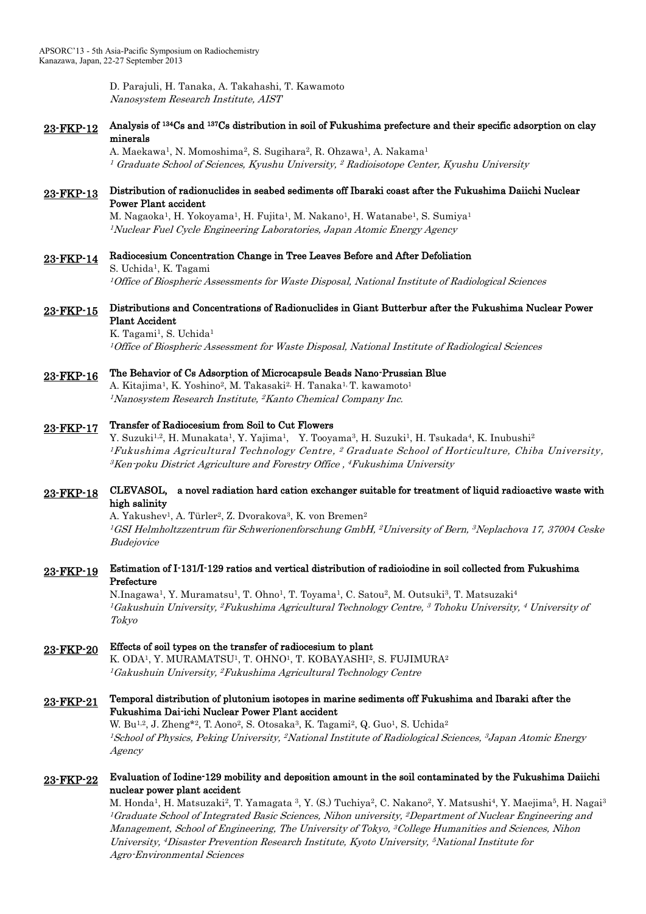D. Parajuli, H. Tanaka, A. Takahashi, T. Kawamoto
*Nanosystem Research Institute, AIST*

**23-FKP-12** **Analysis of $^{134}$Cs and $^{137}$Cs distribution in soil of Fukushima prefecture and their specific adsorption on clay minerals**
A. Maekawa[1], N. Momoshima[2], S. Sugihara[2], R. Ohzawa[1], A. Nakama[1]
*[1] Graduate School of Sciences, Kyushu University, [2] Radioisotope Center, Kyushu University*

**23-FKP-13** **Distribution of radionuclides in seabed sediments off Ibaraki coast after the Fukushima Daiichi Nuclear Power Plant accident**
M. Nagaoka[1], H. Yokoyama[1], H. Fujita[1], M. Nakano[1], H. Watanabe[1], S. Sumiya[1]
*[1]Nuclear Fuel Cycle Engineering Laboratories, Japan Atomic Energy Agency*

**23-FKP-14** **Radiocesium Concentration Change in Tree Leaves Before and After Defoliation**
S. Uchida[1], K. Tagami
*[1]Office of Biospheric Assessments for Waste Disposal, National Institute of Radiological Sciences*

**23-FKP-15** **Distributions and Concentrations of Radionuclides in Giant Butterbur after the Fukushima Nuclear Power Plant Accident**
K. Tagami[1], S. Uchida[1]
*[1]Office of Biospheric Assessment for Waste Disposal, National Institute of Radiological Sciences*

**23-FKP-16** **The Behavior of Cs Adsorption of Microcapsule Beads Nano-Prussian Blue**
A. Kitajima[1], K. Yoshino[2], M. Takasaki[2], H. Tanaka[1], T. kawamoto[1]
*[1]Nanosystem Research Institute, [2]Kanto Chemical Company Inc.*

**23-FKP-17** **Transfer of Radiocesium from Soil to Cut Flowers**
Y. Suzuki[1,2], H. Munakata[1], Y. Yajima[1], Y. Tooyama[3], H. Suzuki[1], H. Tsukada[4], K. Inubushi[2]
*[1]Fukushima Agricultural Technology Centre, [2] Graduate School of Horticulture, Chiba University, [3]Ken-poku District Agriculture and Forestry Office , [4]Fukushima University*

**23-FKP-18** **CLEVASOL, a novel radiation hard cation exchanger suitable for treatment of liquid radioactive waste with high salinity**
A. Yakushev[1], A. Türler[2], Z. Dvorakova[3], K. von Bremen[2]
*[1]GSI Helmholtzzentrum für Schwerionenforschung GmbH, [2]University of Bern, [3]Neplachova 17, 37004 Ceske Budejovice*

**23-FKP-19** **Estimation of I-131/I-129 ratios and vertical distribution of radioiodine in soil collected from Fukushima Prefecture**
N.Inagawa[1], Y. Muramatsu[1], T. Ohno[1], T. Toyama[1], C. Satou[2], M. Outsuki[3], T. Matsuzaki[4]
*[1]Gakushuin University, [2]Fukushima Agricultural Technology Centre, [3] Tohoku University, [4] University of Tokyo*

**23-FKP-20** **Effects of soil types on the transfer of radiocesium to plant**
K. ODA[1], Y. MURAMATSU[1], T. OHNO[1], T. KOBAYASHI[2], S. FUJIMURA[2]
*[1]Gakushuin University, [2]Fukushima Agricultural Technology Centre*

**23-FKP-21** **Temporal distribution of plutonium isotopes in marine sediments off Fukushima and Ibaraki after the Fukushima Dai-ichi Nuclear Power Plant accident**
W. Bu[1,2], J. Zheng*[2], T. Aono[2], S. Otosaka[3], K. Tagami[2], Q. Guo[1], S. Uchida[2]
*[1]School of Physics, Peking University, [2]National Institute of Radiological Sciences, [3]Japan Atomic Energy Agency*

**23-FKP-22** **Evaluation of Iodine-129 mobility and deposition amount in the soil contaminated by the Fukushima Daiichi nuclear power plant accident**
M. Honda[1], H. Matsuzaki[2], T. Yamagata [3], Y. (S.) Tuchiya[2], C. Nakano[2], Y. Matsushi[4], Y. Maejima[5], H. Nagai[3]
*[1]Graduate School of Integrated Basic Sciences, Nihon university, [2]Department of Nuclear Engineering and Management, School of Engineering, The University of Tokyo, [3]College Humanities and Sciences, Nihon University, [4]Disaster Prevention Research Institute, Kyoto University, [5]National Institute for Agro-Environmental Sciences*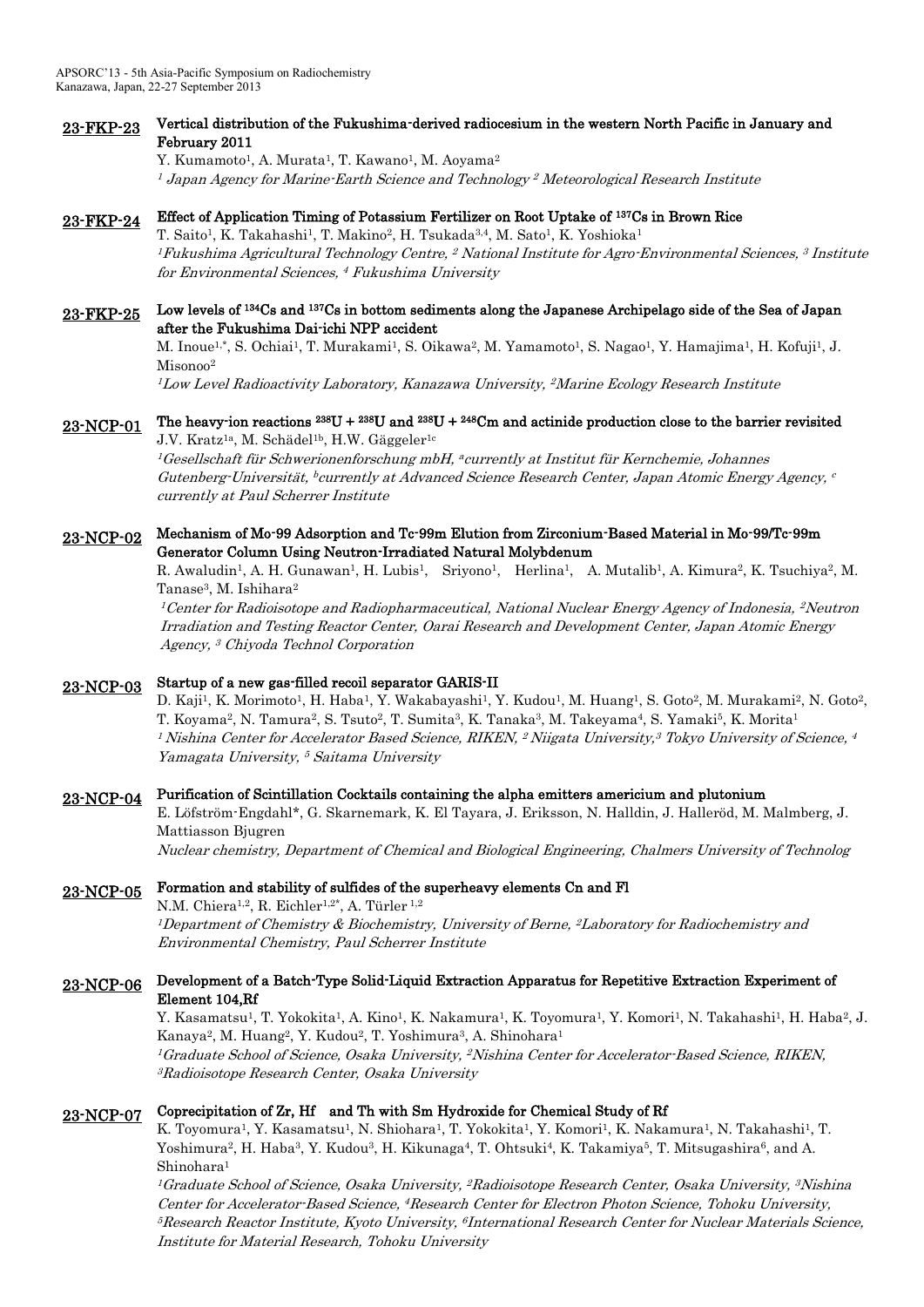**23-FKP-23** **Vertical distribution of the Fukushima-derived radiocesium in the western North Pacific in January and February 2011**

Y. Kumamoto[1], A. Murata[1], T. Kawano[1], M. Aoyama[2]

*[1] Japan Agency for Marine-Earth Science and Technology [2] Meteorological Research Institute*

**23-FKP-24** **Effect of Application Timing of Potassium Fertilizer on Root Uptake of $^{137}$Cs in Brown Rice**

T. Saito[1], K. Takahashi[1], T. Makino[2], H. Tsukada[3,4], M. Sato[1], K. Yoshioka[1]

*[1]Fukushima Agricultural Technology Centre, [2] National Institute for Agro-Environmental Sciences, [3] Institute for Environmental Sciences, [4] Fukushima University*

**23-FKP-25** **Low levels of $^{134}$Cs and $^{137}$Cs in bottom sediments along the Japanese Archipelago side of the Sea of Japan after the Fukushima Dai-ichi NPP accident**

M. Inoue[1,*], S. Ochiai[1], T. Murakami[1], S. Oikawa[2], M. Yamamoto[1], S. Nagao[1], Y. Hamajima[1], H. Kofuji[1], J. Misonoo[2]

*[1]Low Level Radioactivity Laboratory, Kanazawa University, [2]Marine Ecology Research Institute*

**23-NCP-01** **The heavy-ion reactions $^{238}$U + $^{238}$U and $^{238}$U + $^{248}$Cm and actinide production close to the barrier revisited**

J.V. Kratz[1a], M. Schädel[1b], H.W. Gäggeler[1c]

*[1]Gesellschaft für Schwerionenforschung mbH, [a]currently at Institut für Kernchemie, Johannes Gutenberg-Universität, [b]currently at Advanced Science Research Center, Japan Atomic Energy Agency, [c] currently at Paul Scherrer Institute*

**23-NCP-02** **Mechanism of Mo-99 Adsorption and Tc-99m Elution from Zirconium-Based Material in Mo-99/Tc-99m Generator Column Using Neutron-Irradiated Natural Molybdenum**

R. Awaludin[1], A. H. Gunawan[1], H. Lubis[1], Sriyono[1], Herlina[1], A. Mutalib[1], A. Kimura[2], K. Tsuchiya[2], M. Tanase[3], M. Ishihara[2]

*[1]Center for Radioisotope and Radiopharmaceutical, National Nuclear Energy Agency of Indonesia, [2]Neutron Irradiation and Testing Reactor Center, Oarai Research and Development Center, Japan Atomic Energy Agency, [3] Chiyoda Technol Corporation*

**23-NCP-03** **Startup of a new gas-filled recoil separator GARIS-II**

D. Kaji[1], K. Morimoto[1], H. Haba[1], Y. Wakabayashi[1], Y. Kudou[1], M. Huang[1], S. Goto[2], M. Murakami[2], N. Goto[2], T. Koyama[2], N. Tamura[2], S. Tsuto[2], T. Sumita[3], K. Tanaka[3], M. Takeyama[4], S. Yamaki[5], K. Morita[1]

*[1] Nishina Center for Accelerator Based Science, RIKEN, [2] Niigata University,[3] Tokyo University of Science, [4] Yamagata University, [5] Saitama University*

**23-NCP-04** **Purification of Scintillation Cocktails containing the alpha emitters americium and plutonium**

E. Löfström-Engdahl*, G. Skarnemark, K. El Tayara, J. Eriksson, N. Halldin, J. Halleröd, M. Malmberg, J. Mattiasson Bjugren

*Nuclear chemistry, Department of Chemical and Biological Engineering, Chalmers University of Technolog*

**23-NCP-05** **Formation and stability of sulfides of the superheavy elements Cn and Fl**

N.M. Chiera[1,2], R. Eichler[1,2*], A. Türler [1,2]

*[1]Department of Chemistry & Biochemistry, University of Berne, [2]Laboratory for Radiochemistry and Environmental Chemistry, Paul Scherrer Institute*

**23-NCP-06** **Development of a Batch-Type Solid-Liquid Extraction Apparatus for Repetitive Extraction Experiment of Element 104,Rf**

Y. Kasamatsu[1], T. Yokokita[1], A. Kino[1], K. Nakamura[1], K. Toyomura[1], Y. Komori[1], N. Takahashi[1], H. Haba[2], J. Kanaya[2], M. Huang[2], Y. Kudou[2], T. Yoshimura[3], A. Shinohara[1]

*[1]Graduate School of Science, Osaka University, [2]Nishina Center for Accelerator-Based Science, RIKEN, [3]Radioisotope Research Center, Osaka University*

**23-NCP-07** **Coprecipitation of Zr, Hf and Th with Sm Hydroxide for Chemical Study of Rf**

K. Toyomura[1], Y. Kasamatsu[1], N. Shiohara[1], T. Yokokita[1], Y. Komori[1], K. Nakamura[1], N. Takahashi[1], T. Yoshimura[2], H. Haba[3], Y. Kudou[3], H. Kikunaga[4], T. Ohtsuki[4], K. Takamiya[5], T. Mitsugashira[6], and A. Shinohara[1]

*[1]Graduate School of Science, Osaka University, [2]Radioisotope Research Center, Osaka University, [3]Nishina Center for Accelerator-Based Science, [4]Research Center for Electron Photon Science, Tohoku University, [5]Research Reactor Institute, Kyoto University, [6]International Research Center for Nuclear Materials Science, Institute for Material Research, Tohoku University*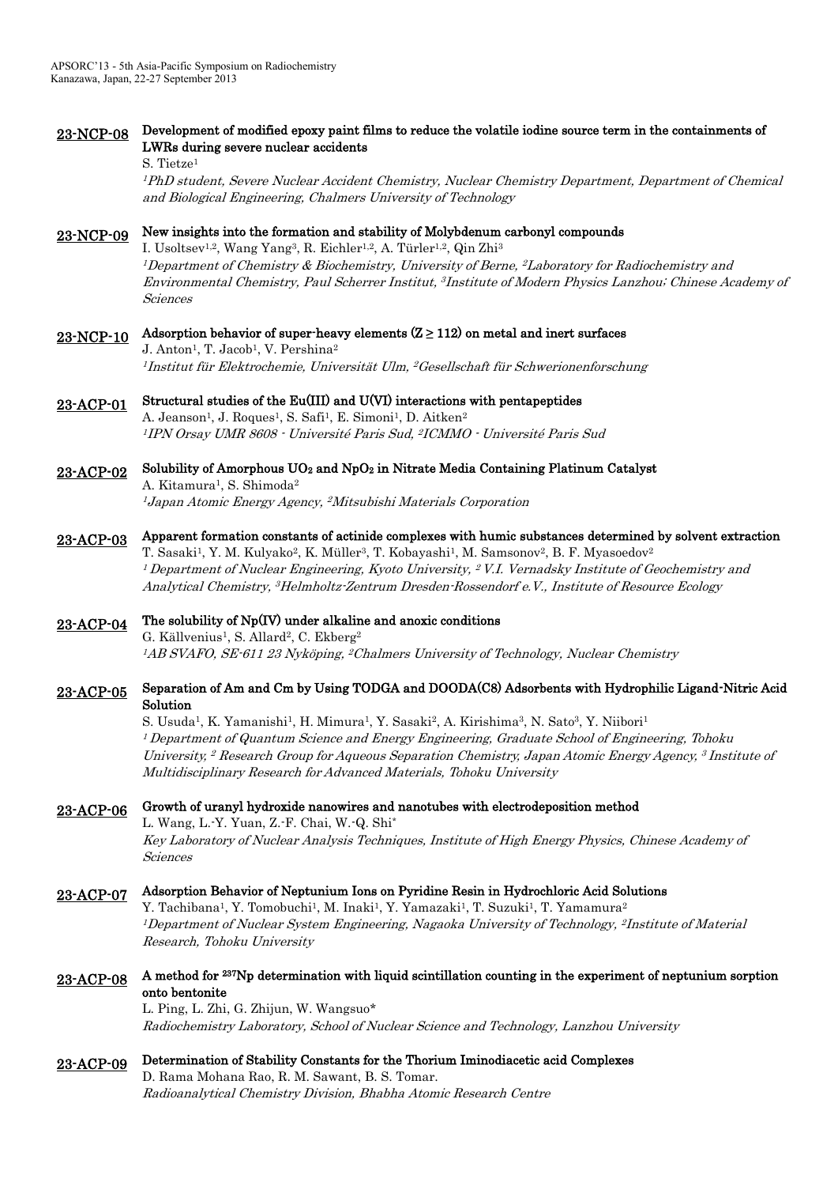**23-NCP-08** **Development of modified epoxy paint films to reduce the volatile iodine source term in the containments of LWRs during severe nuclear accidents**

S. Tietze[1]

*[1]PhD student, Severe Nuclear Accident Chemistry, Nuclear Chemistry Department, Department of Chemical and Biological Engineering, Chalmers University of Technology*

**23-NCP-09** **New insights into the formation and stability of Molybdenum carbonyl compounds**

I. Usoltsev[1,2], Wang Yang[3], R. Eichler[1,2], A. Türler[1,2], Qin Zhi[3]

*[1]Department of Chemistry & Biochemistry, University of Berne, [2]Laboratory for Radiochemistry and Environmental Chemistry, Paul Scherrer Institut, [3]Institute of Modern Physics Lanzhou; Chinese Academy of Sciences*

**23-NCP-10** **Adsorption behavior of super-heavy elements ($Z \geq 112$) on metal and inert surfaces**

J. Anton[1], T. Jacob[1], V. Pershina[2]

*[1]Institut für Elektrochemie, Universität Ulm, [2]Gesellschaft für Schwerionenforschung*

**23-ACP-01** **Structural studies of the Eu(III) and U(VI) interactions with pentapeptides**

A. Jeanson[1], J. Roques[1], S. Safi[1], E. Simoni[1], D. Aitken[2]

*[1]IPN Orsay UMR 8608 - Université Paris Sud, [2]ICMMO - Université Paris Sud*

**23-ACP-02** **Solubility of Amorphous $UO_2$ and $NpO_2$ in Nitrate Media Containing Platinum Catalyst**

A. Kitamura[1], S. Shimoda[2]

*[1]Japan Atomic Energy Agency, [2]Mitsubishi Materials Corporation*

**23-ACP-03** **Apparent formation constants of actinide complexes with humic substances determined by solvent extraction**

T. Sasaki[1], Y. M. Kulyako[2], K. Müller[3], T. Kobayashi[1], M. Samsonov[2], B. F. Myasoedov[2]

*[1] Department of Nuclear Engineering, Kyoto University, [2] V.I. Vernadsky Institute of Geochemistry and Analytical Chemistry, [3]Helmholtz-Zentrum Dresden-Rossendorf e.V., Institute of Resource Ecology*

**23-ACP-04** **The solubility of Np(IV) under alkaline and anoxic conditions**

G. Källvenius[1], S. Allard[2], C. Ekberg[2]

*[1]AB SVAFO, SE-611 23 Nyköping, [2]Chalmers University of Technology, Nuclear Chemistry*

**23-ACP-05** **Separation of Am and Cm by Using TODGA and DOODA(C8) Adsorbents with Hydrophilic Ligand-Nitric Acid Solution**

S. Usuda[1], K. Yamanishi[1], H. Mimura[1], Y. Sasaki[2], A. Kirishima[3], N. Sato[3], Y. Niibori[1]

*[1] Department of Quantum Science and Energy Engineering, Graduate School of Engineering, Tohoku University, [2] Research Group for Aqueous Separation Chemistry, Japan Atomic Energy Agency, [3] Institute of Multidisciplinary Research for Advanced Materials, Tohoku University*

**23-ACP-06** **Growth of uranyl hydroxide nanowires and nanotubes with electrodeposition method**

L. Wang, L.-Y. Yuan, Z.-F. Chai, W.-Q. Shi*

*Key Laboratory of Nuclear Analysis Techniques, Institute of High Energy Physics, Chinese Academy of Sciences*

**23-ACP-07** **Adsorption Behavior of Neptunium Ions on Pyridine Resin in Hydrochloric Acid Solutions**

Y. Tachibana[1], Y. Tomobuchi[1], M. Inaki[1], Y. Yamazaki[1], T. Suzuki[1], T. Yamamura[2]

*[1]Department of Nuclear System Engineering, Nagaoka University of Technology, [2]Institute of Material Research, Tohoku University*

**23-ACP-08** **A method for $^{237}Np$ determination with liquid scintillation counting in the experiment of neptunium sorption onto bentonite**

L. Ping, L. Zhi, G. Zhijun, W. Wangsuo*

*Radiochemistry Laboratory, School of Nuclear Science and Technology, Lanzhou University*

**23-ACP-09** **Determination of Stability Constants for the Thorium Iminodiacetic acid Complexes**

D. Rama Mohana Rao, R. M. Sawant, B. S. Tomar.

*Radioanalytical Chemistry Division, Bhabha Atomic Research Centre*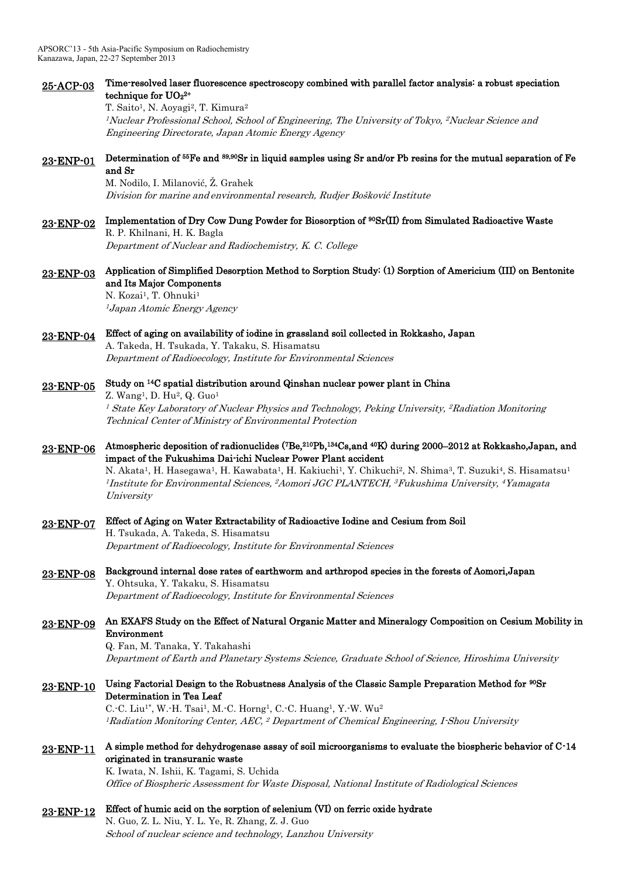**25-ACP-03** **Time-resolved laser fluorescence spectroscopy combined with parallel factor analysis: a robust speciation technique for $UO_2^{2+}$**
T. Saito[1], N. Aoyagi[2], T. Kimura[2]
*[1]Nuclear Professional School, School of Engineering, The University of Tokyo, [2]Nuclear Science and Engineering Directorate, Japan Atomic Energy Agency*

**23-ENP-01** **Determination of $^{55}$Fe and $^{89,90}$Sr in liquid samples using Sr and/or Pb resins for the mutual separation of Fe and Sr**
M. Nodilo, I. Milanović, Ž. Grahek
*Division for marine and environmental research, Rudjer Bošković Institute*

**23-ENP-02** **Implementation of Dry Cow Dung Powder for Biosorption of $^{90}$Sr(II) from Simulated Radioactive Waste**
R. P. Khilnani, H. K. Bagla
*Department of Nuclear and Radiochemistry, K. C. College*

**23-ENP-03** **Application of Simplified Desorption Method to Sorption Study: (1) Sorption of Americium (III) on Bentonite and Its Major Components**
N. Kozai[1], T. Ohnuki[1]
*[1]Japan Atomic Energy Agency*

**23-ENP-04** **Effect of aging on availability of iodine in grassland soil collected in Rokkasho, Japan**
A. Takeda, H. Tsukada, Y. Takaku, S. Hisamatsu
*Department of Radioecology, Institute for Environmental Sciences*

**23-ENP-05** **Study on $^{14}$C spatial distribution around Qinshan nuclear power plant in China**
Z. Wang[1], D. Hu[2], Q. Guo[1]
*[1] State Key Laboratory of Nuclear Physics and Technology, Peking University, [2]Radiation Monitoring Technical Center of Ministry of Environmental Protection*

**23-ENP-06** **Atmospheric deposition of radionuclides ($^{7}$Be,$^{210}$Pb,$^{134}$Cs,and $^{40}$K) during 2000–2012 at Rokkasho,Japan, and impact of the Fukushima Dai-ichi Nuclear Power Plant accident**
N. Akata[1], H. Hasegawa[1], H. Kawabata[1], H. Kakiuchi[1], Y. Chikuchi[2], N. Shima[3], T. Suzuki[4], S. Hisamatsu[1]
*[1]Institute for Environmental Sciences, [2]Aomori JGC PLANTECH, [3]Fukushima University, [4]Yamagata University*

**23-ENP-07** **Effect of Aging on Water Extractability of Radioactive Iodine and Cesium from Soil**
H. Tsukada, A. Takeda, S. Hisamatsu
*Department of Radioecology, Institute for Environmental Sciences*

**23-ENP-08** **Background internal dose rates of earthworm and arthropod species in the forests of Aomori,Japan**
Y. Ohtsuka, Y. Takaku, S. Hisamatsu
*Department of Radioecology, Institute for Environmental Sciences*

**23-ENP-09** **An EXAFS Study on the Effect of Natural Organic Matter and Mineralogy Composition on Cesium Mobility in Environment**
Q. Fan, M. Tanaka, Y. Takahashi
*Department of Earth and Planetary Systems Science, Graduate School of Science, Hiroshima University*

**23-ENP-10** **Using Factorial Design to the Robustness Analysis of the Classic Sample Preparation Method for $^{90}$Sr Determination in Tea Leaf**
C.-C. Liu[1*], W.-H. Tsai[1], M.-C. Horng[1], C.-C. Huang[1], Y.-W. Wu[2]
*[1]Radiation Monitoring Center, AEC, [2] Department of Chemical Engineering, I-Shou University*

**23-ENP-11** **A simple method for dehydrogenase assay of soil microorganisms to evaluate the biospheric behavior of C-14 originated in transuranic waste**
K. Iwata, N. Ishii, K. Tagami, S. Uchida
*Office of Biospheric Assessment for Waste Disposal, National Institute of Radiological Sciences*

**23-ENP-12** **Effect of humic acid on the sorption of selenium (VI) on ferric oxide hydrate**
N. Guo, Z. L. Niu, Y. L. Ye, R. Zhang, Z. J. Guo
*School of nuclear science and technology, Lanzhou University*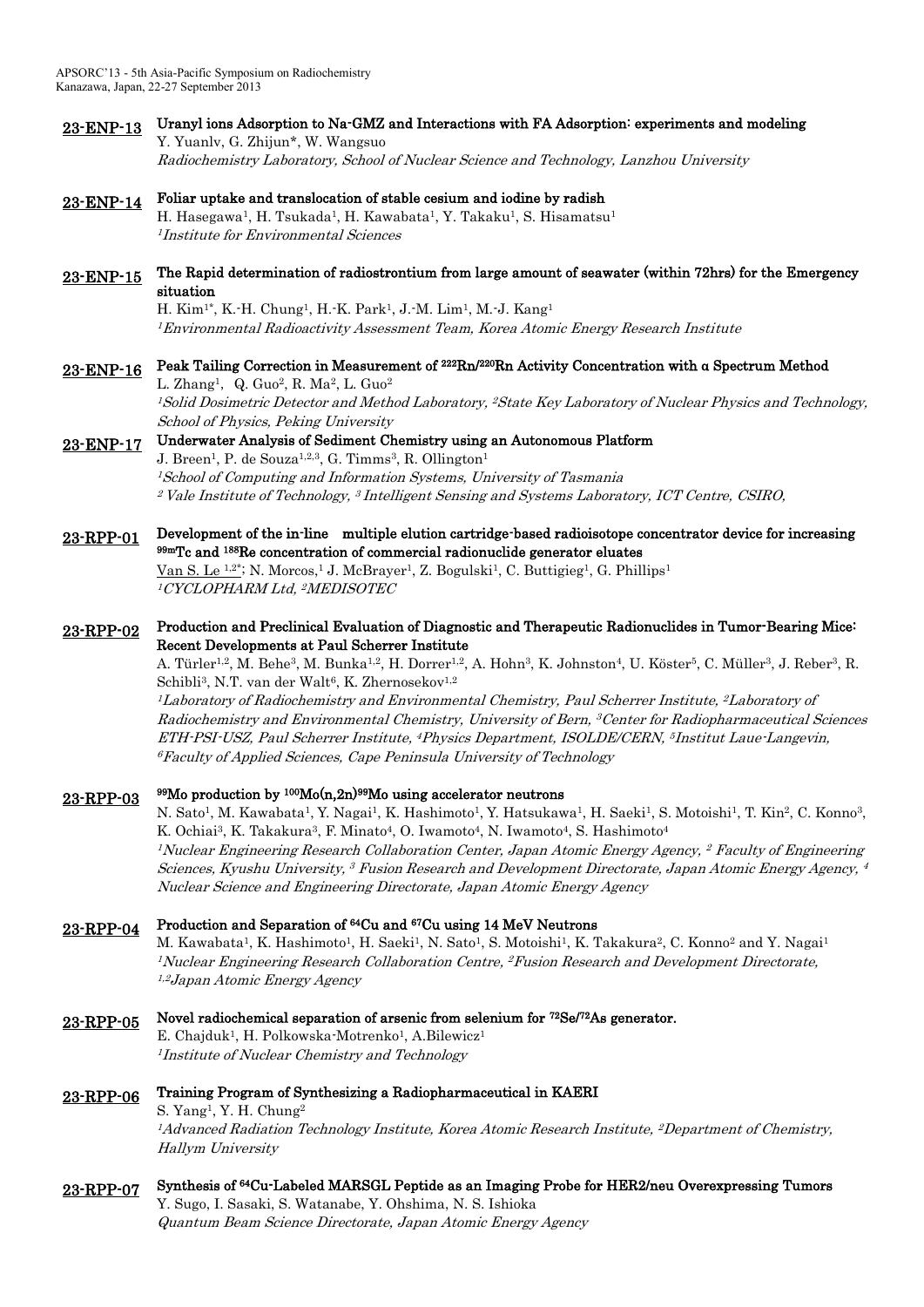**23-ENP-13** **Uranyl ions Adsorption to Na-GMZ and Interactions with FA Adsorption: experiments and modeling**
Y. Yuanlv, G. Zhijun*, W. Wangsuo
*Radiochemistry Laboratory, School of Nuclear Science and Technology, Lanzhou University*

**23-ENP-14** **Foliar uptake and translocation of stable cesium and iodine by radish**
H. Hasegawa[1], H. Tsukada[1], H. Kawabata[1], Y. Takaku[1], S. Hisamatsu[1]
[1]*Institute for Environmental Sciences*

**23-ENP-15** **The Rapid determination of radiostrontium from large amount of seawater (within 72hrs) for the Emergency situation**
H. Kim[1*], K.-H. Chung[1], H.-K. Park[1], J.-M. Lim[1], M.-J. Kang[1]
[1]*Environmental Radioactivity Assessment Team, Korea Atomic Energy Research Institute*

**23-ENP-16** **Peak Tailing Correction in Measurement of $^{222}Rn/^{220}Rn$ Activity Concentration with α Spectrum Method**
L. Zhang[1], Q. Guo[2], R. Ma[2], L. Guo[2]
[1]*Solid Dosimetric Detector and Method Laboratory,* [2]*State Key Laboratory of Nuclear Physics and Technology, School of Physics, Peking University*

**23-ENP-17** **Underwater Analysis of Sediment Chemistry using an Autonomous Platform**
J. Breen[1], P. de Souza[1,2,3], G. Timms[3], R. Ollington[1]
[1]*School of Computing and Information Systems, University of Tasmania*
[2] *Vale Institute of Technology,* [3] *Intelligent Sensing and Systems Laboratory, ICT Centre, CSIRO,*

**23-RPP-01** **Development of the in-line multiple elution cartridge-based radioisotope concentrator device for increasing $^{99m}Tc$ and $^{188}Re$ concentration of commercial radionuclide generator eluates**
Van S. Le [1,2*]; N. Morcos,[1] J. McBrayer[1], Z. Bogulski[1], C. Buttigieg[1], G. Phillips[1]
[1]*CYCLOPHARM Ltd,* [2]*MEDISOTEC*

**23-RPP-02** **Production and Preclinical Evaluation of Diagnostic and Therapeutic Radionuclides in Tumor-Bearing Mice: Recent Developments at Paul Scherrer Institute**
A. Türler[1,2], M. Behe[3], M. Bunka[1,2], H. Dorrer[1,2], A. Hohn[3], K. Johnston[4], U. Köster[5], C. Müller[3], J. Reber[3], R. Schibli[3], N.T. van der Walt[6], K. Zhernosekov[1,2]
[1]*Laboratory of Radiochemistry and Environmental Chemistry, Paul Scherrer Institute,* [2]*Laboratory of Radiochemistry and Environmental Chemistry, University of Bern,* [3]*Center for Radiopharmaceutical Sciences ETH-PSI-USZ, Paul Scherrer Institute,* [4]*Physics Department, ISOLDE/CERN,* [5]*Institut Laue-Langevin,* [6]*Faculty of Applied Sciences, Cape Peninsula University of Technology*

**23-RPP-03** **$^{99}Mo$ production by $^{100}Mo(n,2n)^{99}Mo$ using accelerator neutrons**
N. Sato[1], M. Kawabata[1], Y. Nagai[1], K. Hashimoto[1], Y. Hatsukawa[1], H. Saeki[1], S. Motoishi[1], T. Kin[2], C. Konno[3], K. Ochiai[3], K. Takakura[3], F. Minato[4], O. Iwamoto[4], N. Iwamoto[4], S. Hashimoto[4]
[1]*Nuclear Engineering Research Collaboration Center, Japan Atomic Energy Agency,* [2] *Faculty of Engineering Sciences, Kyushu University,* [3] *Fusion Research and Development Directorate, Japan Atomic Energy Agency,* [4] *Nuclear Science and Engineering Directorate, Japan Atomic Energy Agency*

**23-RPP-04** **Production and Separation of $^{64}Cu$ and $^{67}Cu$ using 14 MeV Neutrons**
M. Kawabata[1], K. Hashimoto[1], H. Saeki[1], N. Sato[1], S. Motoishi[1], K. Takakura[2], C. Konno[2] and Y. Nagai[1]
[1]*Nuclear Engineering Research Collaboration Centre,* [2]*Fusion Research and Development Directorate,* [1,2]*Japan Atomic Energy Agency*

**23-RPP-05** **Novel radiochemical separation of arsenic from selenium for $^{72}Se/^{72}As$ generator.**
E. Chajduk[1], H. Polkowska-Motrenko[1], A.Bilewicz[1]
[1]*Institute of Nuclear Chemistry and Technology*

**23-RPP-06** **Training Program of Synthesizing a Radiopharmaceutical in KAERI**
S. Yang[1], Y. H. Chung[2]
[1]*Advanced Radiation Technology Institute, Korea Atomic Research Institute,* [2]*Department of Chemistry, Hallym University*

**23-RPP-07** **Synthesis of $^{64}Cu$-Labeled MARSGL Peptide as an Imaging Probe for HER2/neu Overexpressing Tumors**
Y. Sugo, I. Sasaki, S. Watanabe, Y. Ohshima, N. S. Ishioka
*Quantum Beam Science Directorate, Japan Atomic Energy Agency*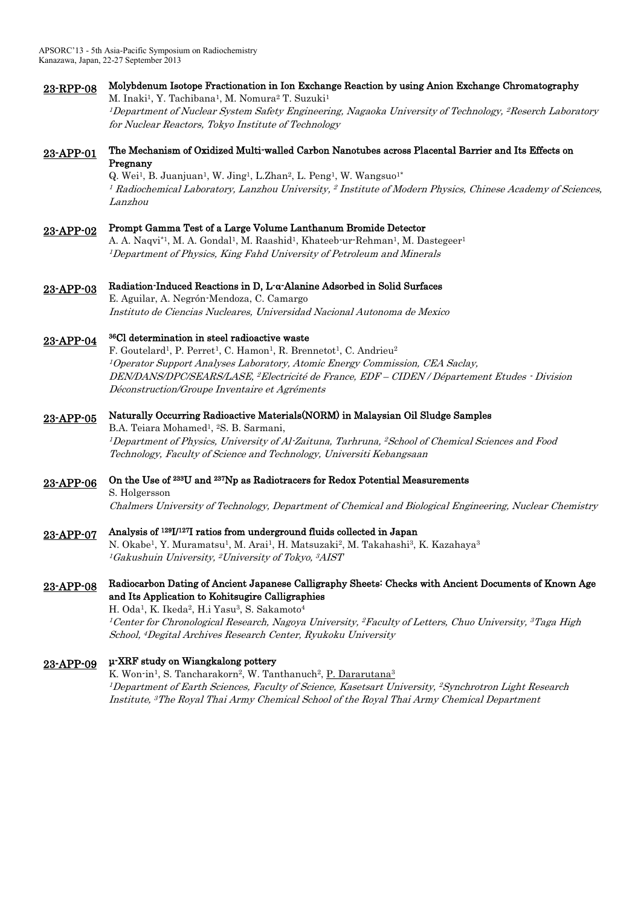**23-RPP-08** **Molybdenum Isotope Fractionation in Ion Exchange Reaction by using Anion Exchange Chromatography**
M. Inaki[1], Y. Tachibana[1], M. Nomura[2] T. Suzuki[1]
*[1]Department of Nuclear System Safety Engineering, Nagaoka University of Technology, [2]Reserch Laboratory for Nuclear Reactors, Tokyo Institute of Technology*

**23-APP-01** **The Mechanism of Oxidized Multi-walled Carbon Nanotubes across Placental Barrier and Its Effects on Pregnany**
Q. Wei[1], B. Juanjuan[1], W. Jing[1], L.Zhan[2], L. Peng[1], W. Wangsuo[1*]
*[1] Radiochemical Laboratory, Lanzhou University, [2] Institute of Modern Physics, Chinese Academy of Sciences, Lanzhou*

**23-APP-02** **Prompt Gamma Test of a Large Volume Lanthanum Bromide Detector**
A. A. Naqvi[*1], M. A. Gondal[1], M. Raashid[1], Khateeb-ur-Rehman[1], M. Dastegeer[1]
*[1]Department of Physics, King Fahd University of Petroleum and Minerals*

**23-APP-03** **Radiation-Induced Reactions in D, L-α-Alanine Adsorbed in Solid Surfaces**
E. Aguilar, A. Negrón-Mendoza, C. Camargo
*Instituto de Ciencias Nucleares, Universidad Nacional Autonoma de Mexico*

**23-APP-04** **$^{36}$Cl determination in steel radioactive waste**
F. Goutelard[1], P. Perret[1], C. Hamon[1], R. Brennetot[1], C. Andrieu[2]
*[1]Operator Support Analyses Laboratory, Atomic Energy Commission, CEA Saclay, DEN/DANS/DPC/SEARS/LASE, [2]Electricité de France, EDF – CIDEN / Département Etudes - Division Déconstruction/Groupe Inventaire et Agréments*

**23-APP-05** **Naturally Occurring Radioactive Materials(NORM) in Malaysian Oil Sludge Samples**
B.A. Teiara Mohamed[1], [2]S. B. Sarmani,
*[1]Department of Physics, University of Al-Zaituna, Tarhruna, [2]School of Chemical Sciences and Food Technology, Faculty of Science and Technology, Universiti Kebangsaan*

**23-APP-06** **On the Use of $^{233}$U and $^{237}$Np as Radiotracers for Redox Potential Measurements**
S. Holgersson
*Chalmers University of Technology, Department of Chemical and Biological Engineering, Nuclear Chemistry*

**23-APP-07** **Analysis of $^{129}$I/$^{127}$I ratios from underground fluids collected in Japan**
N. Okabe[1], Y. Muramatsu[1], M. Arai[1], H. Matsuzaki[2], M. Takahashi[3], K. Kazahaya[3]
*[1]Gakushuin University, [2]University of Tokyo, [3]AIST*

**23-APP-08** **Radiocarbon Dating of Ancient Japanese Calligraphy Sheets: Checks with Ancient Documents of Known Age and Its Application to Kohitsugire Calligraphies**
H. Oda[1], K. Ikeda[2], H.i Yasu[3], S. Sakamoto[4]
*[1]Center for Chronological Research, Nagoya University, [2]Faculty of Letters, Chuo University, [3]Taga High School, [4]Degital Archives Research Center, Ryukoku University*

**23-APP-09** **μ-XRF study on Wiangkalong pottery**
K. Won-in[1], S. Tancharakorn[2], W. Tanthanuch[2], P. Dararutana[3]
*[1]Department of Earth Sciences, Faculty of Science, Kasetsart University, [2]Synchrotron Light Research Institute, [3]The Royal Thai Army Chemical School of the Royal Thai Army Chemical Department*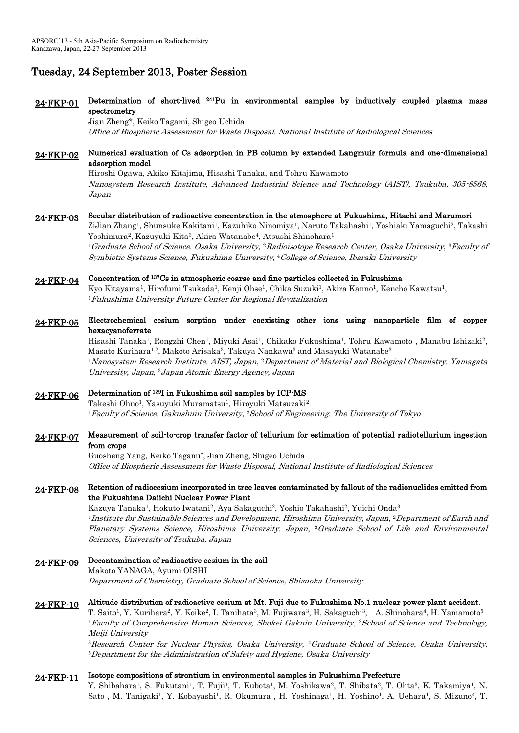## Tuesday, 24 September 2013, Poster Session

**24-FKP-01** **Determination of short-lived $^{241}$Pu in environmental samples by inductively coupled plasma mass spectrometry**
Jian Zheng*, Keiko Tagami, Shigeo Uchida
*Office of Biospheric Assessment for Waste Disposal, National Institute of Radiological Sciences*

**24-FKP-02** **Numerical evaluation of Cs adsorption in PB column by extended Langmuir formula and one-dimensional adsorption model**
Hiroshi Ogawa, Akiko Kitajima, Hisashi Tanaka, and Tohru Kawamoto
*Nanosystem Research Institute, Advanced Industrial Science and Technology (AIST), Tsukuba, 305-8568, Japan*

**24-FKP-03** **Secular distribution of radioactive concentration in the atmosphere at Fukushima, Hitachi and Marumori**
ZiJian Zhang[1], Shunsuke Kakitani[1], Kazuhiko Ninomiya[1], Naruto Takahashi[1], Yoshiaki Yamaguchi[2], Takashi Yoshimura[2], Kazuyuki Kita[3], Akira Watanabe[4], Atsushi Shinohara[1]
[1]*Graduate School of Science, Osaka University*, [2]*Radioisotope Research Center, Osaka University*, [3]*Faculty of Symbiotic Systems Science, Fukushima University*, [4]*College of Science, Ibaraki University*

**24-FKP-04** **Concentration of $^{137}$Cs in atmospheric coarse and fine particles collected in Fukushima**
Kyo Kitayama[1], Hirofumi Tsukada[1], Kenji Ohse[1], Chika Suzuki[1], Akira Kanno[1], Kencho Kawatsu[1],
[1]*Fukushima University Future Center for Regional Revitalization*

**24-FKP-05** **Electrochemical cesium sorption under coexisting other ions using nanoparticle film of copper hexacyanoferrate**
Hisashi Tanaka[1], Rongzhi Chen[1], Miyuki Asai[1], Chikako Fukushima[1], Tohru Kawamoto[1], Manabu Ishizaki[2], Masato Kurihara[1,2], Makoto Arisaka[3], Takuya Nankawa[3] and Masayuki Watanabe[3]
[1]*Nanosystem Research Institute, AIST, Japan*, [2]*Department of Material and Biological Chemistry, Yamagata University, Japan*, [3]*Japan Atomic Energy Agency, Japan*

**24-FKP-06** **Determination of $^{129}$I in Fukushima soil samples by ICP-MS**
Takeshi Ohno[1], Yasuyuki Muramatsu[1], Hiroyuki Matsuzaki[2]
[1]*Faculty of Science, Gakushuin University*, [2]*School of Engineering, The University of Tokyo*

**24-FKP-07** **Measurement of soil-to-crop transfer factor of tellurium for estimation of potential radiotellurium ingestion from crops**
Guosheng Yang, Keiko Tagami*, Jian Zheng, Shigeo Uchida
*Office of Biospheric Assessment for Waste Disposal, National Institute of Radiological Sciences*

**24-FKP-08** **Retention of radiocesium incorporated in tree leaves contaminated by fallout of the radionuclides emitted from the Fukushima Daiichi Nuclear Power Plant**
Kazuya Tanaka[1], Hokuto Iwatani[2], Aya Sakaguchi[2], Yoshio Takahashi[2], Yuichi Onda[3]
[1]*Institute for Sustainable Sciences and Development, Hiroshima University, Japan*, [2]*Department of Earth and Planetary Systems Science, Hiroshima University, Japan*, [3]*Graduate School of Life and Environmental Sciences, University of Tsukuba, Japan*

**24-FKP-09** **Decontamination of radioactive cesium in the soil**
Makoto YANAGA, Ayumi OISHI
*Department of Chemistry, Graduate School of Science, Shizuoka University*

**24-FKP-10** **Altitude distribution of radioactive cesium at Mt. Fuji due to Fukushima No.1 nuclear power plant accident.**
T. Saito[1], Y. Kurihara[2], Y. Koike[2], I. Tanihata[3], M. Fujiwara[3], H. Sakaguchi[3], A. Shinohara[4], H. Yamamoto[5]
[1]*Faculty of Comprehensive Human Sciences, Shokei Gakuin University*, [2]*School of Science and Technology, Meiji University*
[3]*Research Center for Nuclear Physics, Osaka University*, [4]*Graduate School of Science, Osaka University*, [5]*Department for the Administration of Safety and Hygiene, Osaka University*

**24-FKP-11** **Isotope compositions of strontium in environmental samples in Fukushima Prefecture**
Y. Shibahara[1], S. Fukutani[1], T. Fujii[1], T. Kubota[1], M. Yoshikawa[2], T. Shibata[2], T. Ohta[3], K. Takamiya[1], N. Sato[1], M. Tanigaki[1], Y. Kobayashi[1], R. Okumura[1], H. Yoshinaga[1], H. Yoshino[1], A. Uehara[1], S. Mizuno[4], T.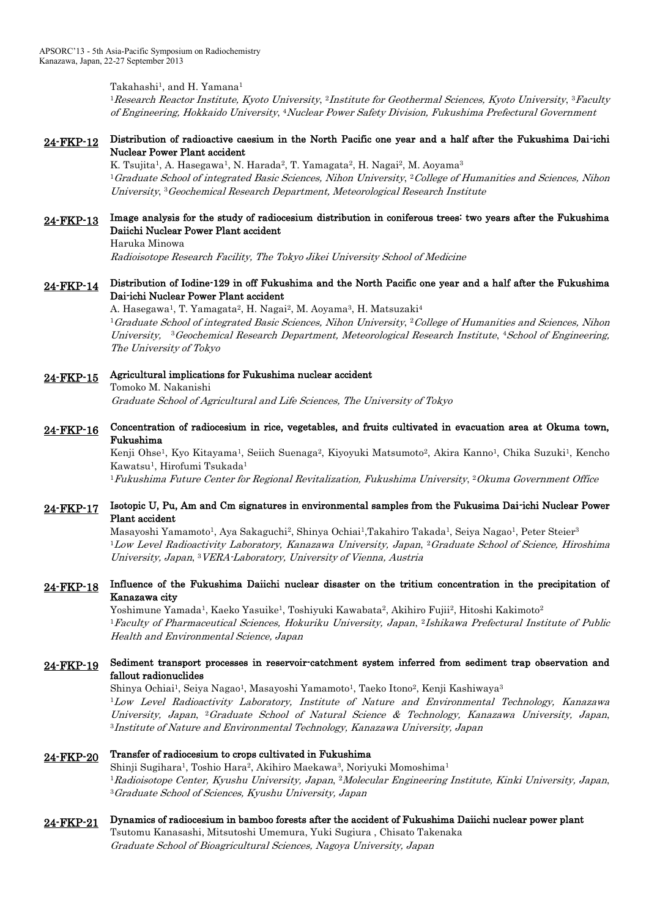Takahashi[1], and H. Yamana[1]

[1]*Research Reactor Institute, Kyoto University*, [2]*Institute for Geothermal Sciences, Kyoto University*, [3]*Faculty of Engineering, Hokkaido University*, [4]*Nuclear Power Safety Division, Fukushima Prefectural Government*

**24-FKP-12** **Distribution of radioactive caesium in the North Pacific one year and a half after the Fukushima Dai-ichi Nuclear Power Plant accident**

K. Tsujita[1], A. Hasegawa[1], N. Harada[2], T. Yamagata[2], H. Nagai[2], M. Aoyama[3]

[1]*Graduate School of integrated Basic Sciences, Nihon University*, [2]*College of Humanities and Sciences, Nihon University*, [3]*Geochemical Research Department, Meteorological Research Institute*

**24-FKP-13** **Image analysis for the study of radiocesium distribution in coniferous trees: two years after the Fukushima Daiichi Nuclear Power Plant accident**

Haruka Minowa

*Radioisotope Research Facility, The Tokyo Jikei University School of Medicine*

**24-FKP-14** **Distribution of Iodine-129 in off Fukushima and the North Pacific one year and a half after the Fukushima Dai-ichi Nuclear Power Plant accident**

A. Hasegawa[1], T. Yamagata[2], H. Nagai[2], M. Aoyama[3], H. Matsuzaki[4]

[1]*Graduate School of integrated Basic Sciences, Nihon University*, [2]*College of Humanities and Sciences, Nihon University*, [3]*Geochemical Research Department, Meteorological Research Institute*, [4]*School of Engineering, The University of Tokyo*

**24-FKP-15** **Agricultural implications for Fukushima nuclear accident**

Tomoko M. Nakanishi

*Graduate School of Agricultural and Life Sciences, The University of Tokyo*

**24-FKP-16** **Concentration of radiocesium in rice, vegetables, and fruits cultivated in evacuation area at Okuma town, Fukushima**

Kenji Ohse[1], Kyo Kitayama[1], Seiich Suenaga[2], Kiyoyuki Matsumoto[2], Akira Kanno[1], Chika Suzuki[1], Kencho Kawatsu[1], Hirofumi Tsukada[1]

[1]*Fukushima Future Center for Regional Revitalization, Fukushima University*, [2]*Okuma Government Office*

**24-FKP-17** **Isotopic U, Pu, Am and Cm signatures in environmental samples from the Fukusima Dai-ichi Nuclear Power Plant accident**

Masayoshi Yamamoto[1], Aya Sakaguchi[2], Shinya Ochiai[1], Takahiro Takada[1], Seiya Nagao[1], Peter Steier[3]

[1]*Low Level Radioactivity Laboratory, Kanazawa University, Japan*, [2]*Graduate School of Science, Hiroshima University, Japan*, [3]*VERA-Laboratory, University of Vienna, Austria*

**24-FKP-18** **Influence of the Fukushima Daiichi nuclear disaster on the tritium concentration in the precipitation of Kanazawa city**

Yoshimune Yamada[1], Kaeko Yasuike[1], Toshiyuki Kawabata[2], Akihiro Fujii[2], Hitoshi Kakimoto[2]

[1]*Faculty of Pharmaceutical Sciences, Hokuriku University, Japan*, [2]*Ishikawa Prefectural Institute of Public Health and Environmental Science, Japan*

**24-FKP-19** **Sediment transport processes in reservoir-catchment system inferred from sediment trap observation and fallout radionuclides**

Shinya Ochiai[1], Seiya Nagao[1], Masayoshi Yamamoto[1], Taeko Itono[2], Kenji Kashiwaya[3]

[1]*Low Level Radioactivity Laboratory, Institute of Nature and Environmental Technology, Kanazawa University, Japan*, [2]*Graduate School of Natural Science & Technology, Kanazawa University, Japan*, [3]*Institute of Nature and Environmental Technology, Kanazawa University, Japan*

**24-FKP-20** **Transfer of radiocesium to crops cultivated in Fukushima**

Shinji Sugihara[1], Toshio Hara[2], Akihiro Maekawa[3], Noriyuki Momoshima[1]

[1]*Radioisotope Center, Kyushu University, Japan*, [2]*Molecular Engineering Institute, Kinki University, Japan*, [3]*Graduate School of Sciences, Kyushu University, Japan*

**24-FKP-21** **Dynamics of radiocesium in bamboo forests after the accident of Fukushima Daiichi nuclear power plant**

Tsutomu Kanasashi, Mitsutoshi Umemura, Yuki Sugiura , Chisato Takenaka

*Graduate School of Bioagricultural Sciences, Nagoya University, Japan*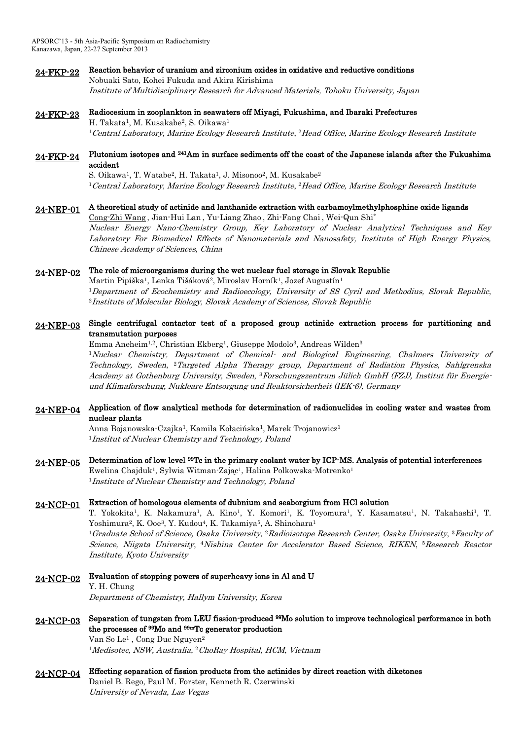**24-FKP-22** **Reaction behavior of uranium and zirconium oxides in oxidative and reductive conditions**
Nobuaki Sato, Kohei Fukuda and Akira Kirishima
*Institute of Multidisciplinary Research for Advanced Materials, Tohoku University, Japan*

**24-FKP-23** **Radiocesium in zooplankton in seawaters off Miyagi, Fukushima, and Ibaraki Prefectures**
H. Takata[1], M. Kusakabe[2], S. Oikawa[1]
[1]*Central Laboratory, Marine Ecology Research Institute*, [2]*Head Office, Marine Ecology Research Institute*

**24-FKP-24** **Plutonium isotopes and $^{241}$Am in surface sediments off the coast of the Japanese islands after the Fukushima accident**
S. Oikawa[1], T. Watabe[2], H. Takata[1], J. Misonoo[2], M. Kusakabe[2]
[1]*Central Laboratory, Marine Ecology Research Institute*, [2]*Head Office, Marine Ecology Research Institute*

**24-NEP-01** **A theoretical study of actinide and lanthanide extraction with carbamoylmethylphosphine oxide ligands**
Cong-Zhi Wang , Jian-Hui Lan , Yu-Liang Zhao , Zhi-Fang Chai , Wei-Qun Shi*
*Nuclear Energy Nano-Chemistry Group, Key Laboratory of Nuclear Analytical Techniques and Key Laboratory For Biomedical Effects of Nanomaterials and Nanosafety, Institute of High Energy Physics, Chinese Academy of Sciences, China*

**24-NEP-02** **The role of microorganisms during the wet nuclear fuel storage in Slovak Republic**
Martin Pipíška[1], Lenka Tišáková[2], Miroslav Horník[1], Jozef Augustín[1]
[1]*Department of Ecochemistry and Radioecology, University of SS Cyril and Methodius, Slovak Republic*, [2]*Institute of Molecular Biology, Slovak Academy of Sciences, Slovak Republic*

**24-NEP-03** **Single centrifugal contactor test of a proposed group actinide extraction process for partitioning and transmutation purposes**
Emma Aneheim[1,2], Christian Ekberg[1], Giuseppe Modolo[3], Andreas Wilden[3]
[1]*Nuclear Chemistry, Department of Chemical- and Biological Engineering, Chalmers University of Technology, Sweden*, [2]*Targeted Alpha Therapy group, Department of Radiation Physics, Sahlgrenska Academy at Gothenburg University, Sweden*, [3]*Forschungszentrum Jülich GmbH (FZJ), Institut für Energie- und Klimaforschung, Nukleare Entsorgung und Reaktorsicherheit (IEK-6), Germany*

**24-NEP-04** **Application of flow analytical methods for determination of radionuclides in cooling water and wastes from nuclear plants**
Anna Bojanowska-Czajka[1], Kamila Kołacińska[1], Marek Trojanowicz[1]
[1]*Institut of Nuclear Chemistry and Technology, Poland*

**24-NEP-05** **Determination of low level $^{99}$Tc in the primary coolant water by ICP-MS. Analysis of potential interferences**
Ewelina Chajduk[1], Sylwia Witman-Zając[1], Halina Polkowska-Motrenko[1]
[1]*Institute of Nuclear Chemistry and Technology, Poland*

**24-NCP-01** **Extraction of homologous elements of dubnium and seaborgium from HCl solution**
T. Yokokita[1], K. Nakamura[1], A. Kino[1], Y. Komori[1], K. Toyomura[1], Y. Kasamatsu[1], N. Takahashi[1], T. Yoshimura[2], K. Ooe[3], Y. Kudou[4], K. Takamiya[5], A. Shinohara[1]
[1]*Graduate School of Science, Osaka University*, [2]*Radioisotope Research Center, Osaka University*, [3]*Faculty of Science, Niigata University*, [4]*Nishina Center for Accelerator Based Science, RIKEN*, [5]*Research Reactor Institute, Kyoto University*

**24-NCP-02** **Evaluation of stopping powers of superheavy ions in Al and U**
Y. H. Chung
*Department of Chemistry, Hallym University, Korea*

**24-NCP-03** **Separation of tungsten from LEU fission-produced $^{99}$Mo solution to improve technological performance in both the processes of $^{99}$Mo and $^{99m}$Tc generator production**
Van So Le[1] , Cong Duc Nguyen[2]
[1]*Medisotec, NSW, Australia*, [2]*ChoRay Hospital, HCM, Vietnam*

**24-NCP-04** **Effecting separation of fission products from the actinides by direct reaction with diketones**
Daniel B. Rego, Paul M. Forster, Kenneth R. Czerwinski
*University of Nevada, Las Vegas*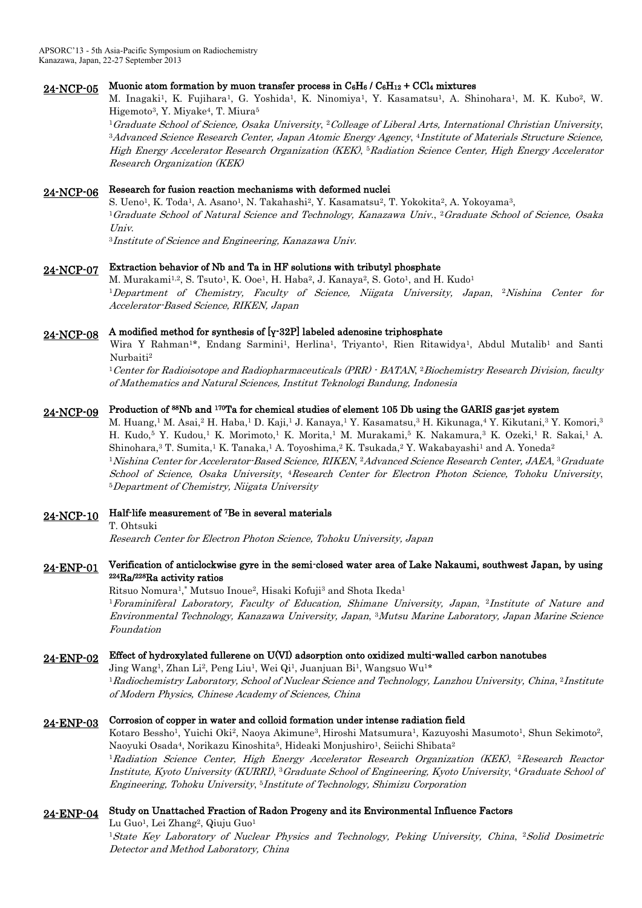**24-NCP-05** **Muonic atom formation by muon transfer process in $C_6H_6$ / $C_6H_{12}$ + $CCl_4$ mixtures**

M. Inagaki[1], K. Fujihara[1], G. Yoshida[1], K. Ninomiya[1], Y. Kasamatsu[1], A. Shinohara[1], M. K. Kubo[2], W. Higemoto[3], Y. Miyake[4], T. Miura[5]

[1]*Graduate School of Science, Osaka University*, [2]*Colleage of Liberal Arts, International Christian University*, [3]*Advanced Science Research Center, Japan Atomic Energy Agency*, [4]*Institute of Materials Structure Science, High Energy Accelerator Research Organization (KEK)*, [5]*Radiation Science Center, High Energy Accelerator Research Organization (KEK)*

**24-NCP-06** **Research for fusion reaction mechanisms with deformed nuclei**

S. Ueno[1], K. Toda[1], A. Asano[1], N. Takahashi[2], Y. Kasamatsu[2], T. Yokokita[2], A. Yokoyama[3],

[1]*Graduate School of Natural Science and Technology, Kanazawa Univ.*, [2]*Graduate School of Science, Osaka Univ.*

[3]*Institute of Science and Engineering, Kanazawa Univ.*

**24-NCP-07** **Extraction behavior of Nb and Ta in HF solutions with tributyl phosphate**

M. Murakami[1,2], S. Tsuto[1], K. Ooe[1], H. Haba[2], J. Kanaya[2], S. Goto[1], and H. Kudo[1]

[1]*Department of Chemistry, Faculty of Science, Niigata University, Japan*, [2]*Nishina Center for Accelerator-Based Science, RIKEN, Japan*

**24-NCP-08** **A modified method for synthesis of [γ-32P] labeled adenosine triphosphate**

Wira Y Rahman[1]*, Endang Sarmini[1], Herlina[1], Triyanto[1], Rien Ritawidya[1], Abdul Mutalib[1] and Santi Nurbaiti[2]

[1]*Center for Radioisotope and Radiopharmaceuticals (PRR) - BATAN*, [2]*Biochemistry Research Division, faculty of Mathematics and Natural Sciences, Institut Teknologi Bandung, Indonesia*

**24-NCP-09** **Production of $^{88}$Nb and $^{170}$Ta for chemical studies of element 105 Db using the GARIS gas-jet system**

M. Huang,[1] M. Asai,[2] H. Haba,[1] D. Kaji,[1] J. Kanaya,[1] Y. Kasamatsu,[3] H. Kikunaga,[4] Y. Kikutani,[3] Y. Komori,[3] H. Kudo,[5] Y. Kudou,[1] K. Morimoto,[1] K. Morita,[1] M. Murakami,[5] K. Nakamura,[3] K. Ozeki,[1] R. Sakai,[1] A. Shinohara,[3] T. Sumita,[1] K. Tanaka,[1] A. Toyoshima,[2] K. Tsukada,[2] Y. Wakabayashi[1] and A. Yoneda[2]

[1]*Nishina Center for Accelerator-Based Science, RIKEN*, [2]*Advanced Science Research Center, JAEA*, [3]*Graduate School of Science, Osaka University*, [4]*Research Center for Electron Photon Science, Tohoku University*, [5]*Department of Chemistry, Niigata University*

**24-NCP-10** **Half-life measurement of $^{7}$Be in several materials**

T. Ohtsuki

*Research Center for Electron Photon Science, Tohoku University, Japan*

**24-ENP-01** **Verification of anticlockwise gyre in the semi-closed water area of Lake Nakaumi, southwest Japan, by using $^{224}$Ra/$^{228}$Ra activity ratios**

Ritsuo Nomura[1],* Mutsuo Inoue[2], Hisaki Kofuji[3] and Shota Ikeda[1]

[1]*Foraminiferal Laboratory, Faculty of Education, Shimane University, Japan*, [2]*Institute of Nature and Environmental Technology, Kanazawa University, Japan*, [3]*Mutsu Marine Laboratory, Japan Marine Science Foundation*

**24-ENP-02** **Effect of hydroxylated fullerene on U(VI) adsorption onto oxidized multi-walled carbon nanotubes**

Jing Wang[1], Zhan Li[2], Peng Liu[1], Wei Qi[1], Juanjuan Bi[1], Wangsuo Wu[1]*

[1]*Radiochemistry Laboratory, School of Nuclear Science and Technology, Lanzhou University, China*, [2]*Institute of Modern Physics, Chinese Academy of Sciences, China*

**24-ENP-03** **Corrosion of copper in water and colloid formation under intense radiation field**

Kotaro Bessho[1], Yuichi Oki[2], Naoya Akimune[3], Hiroshi Matsumura[1], Kazuyoshi Masumoto[1], Shun Sekimoto[2], Naoyuki Osada[4], Norikazu Kinoshita[5], Hideaki Monjushiro[1], Seiichi Shibata[2]

[1]*Radiation Science Center, High Energy Accelerator Research Organization (KEK)*, [2]*Research Reactor Institute, Kyoto University (KURRI)*, [3]*Graduate School of Engineering, Kyoto University*, [4]*Graduate School of Engineering, Tohoku University*, [5]*Institute of Technology, Shimizu Corporation*

**24-ENP-04** **Study on Unattached Fraction of Radon Progeny and its Environmental Influence Factors**

Lu Guo[1], Lei Zhang[2], Qiuju Guo[1]

[1]*State Key Laboratory of Nuclear Physics and Technology, Peking University, China*, [2]*Solid Dosimetric Detector and Method Laboratory, China*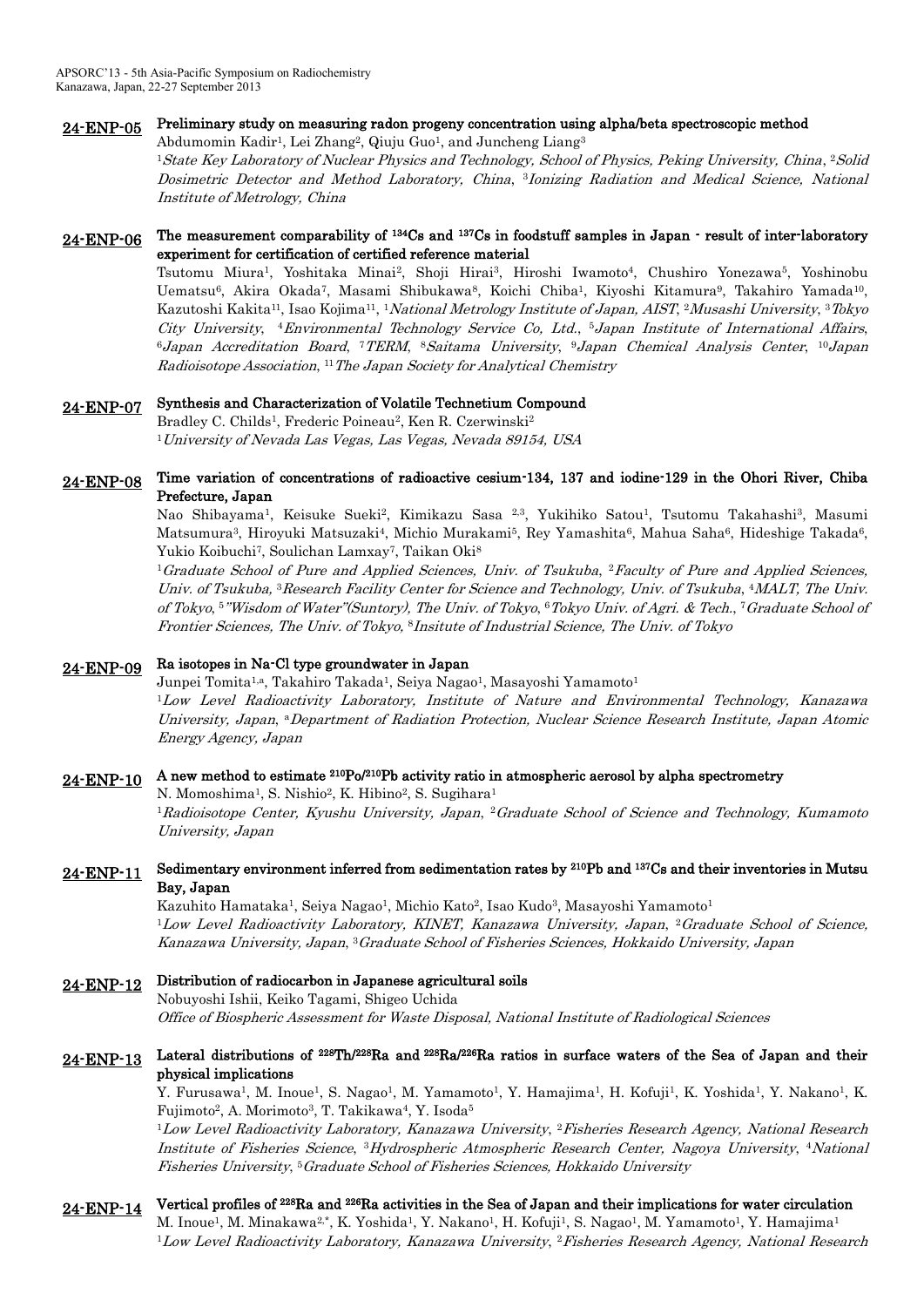## 24-ENP-05 Preliminary study on measuring radon progeny concentration using alpha/beta spectroscopic method

Abdumomin Kadir[1], Lei Zhang[2], Qiuju Guo[1], and Juncheng Liang[3]

[1]*State Key Laboratory of Nuclear Physics and Technology, School of Physics, Peking University, China*, [2]*Solid Dosimetric Detector and Method Laboratory, China*, [3]*Ionizing Radiation and Medical Science, National Institute of Metrology, China*

## 24-ENP-06 The measurement comparability of $^{134}$Cs and $^{137}$Cs in foodstuff samples in Japan - result of inter-laboratory experiment for certification of certified reference material

Tsutomu Miura[1], Yoshitaka Minai[2], Shoji Hirai[3], Hiroshi Iwamoto[4], Chushiro Yonezawa[5], Yoshinobu Uematsu[6], Akira Okada[7], Masami Shibukawa[8], Koichi Chiba[1], Kiyoshi Kitamura[9], Takahiro Yamada[10], Kazutoshi Kakita[11], Isao Kojima[11], [1]*National Metrology Institute of Japan, AIST*, [2]*Musashi University*, [3]*Tokyo City University*, [4]*Environmental Technology Service Co, Ltd.*, [5]*Japan Institute of International Affairs*, [6]*Japan Accreditation Board*, [7]*TERM*, [8]*Saitama University*, [9]*Japan Chemical Analysis Center*, [10]*Japan Radioisotope Association*, [11]*The Japan Society for Analytical Chemistry*

## 24-ENP-07 Synthesis and Characterization of Volatile Technetium Compound

Bradley C. Childs[1], Frederic Poineau[2], Ken R. Czerwinski[2]

[1]*University of Nevada Las Vegas, Las Vegas, Nevada 89154, USA*

## 24-ENP-08 Time variation of concentrations of radioactive cesium-134, 137 and iodine-129 in the Ohori River, Chiba Prefecture, Japan

Nao Shibayama[1], Keisuke Sueki[2], Kimikazu Sasa [2,3], Yukihiko Satou[1], Tsutomu Takahashi[3], Masumi Matsumura[3], Hiroyuki Matsuzaki[4], Michio Murakami[5], Rey Yamashita[6], Mahua Saha[6], Hideshige Takada[6], Yukio Koibuchi[7], Soulichan Lamxay[7], Taikan Oki[8]

[1]*Graduate School of Pure and Applied Sciences, Univ. of Tsukuba*, [2]*Faculty of Pure and Applied Sciences, Univ. of Tsukuba*, [3]*Research Facility Center for Science and Technology, Univ. of Tsukuba*, [4]*MALT, The Univ. of Tokyo*, [5]*"Wisdom of Water"(Suntory), The Univ. of Tokyo*, [6]*Tokyo Univ. of Agri. & Tech.*, [7]*Graduate School of Frontier Sciences, The Univ. of Tokyo*, [8]*Insitute of Industrial Science, The Univ. of Tokyo*

## 24-ENP-09 Ra isotopes in Na-Cl type groundwater in Japan

Junpei Tomita[1,a], Takahiro Takada[1], Seiya Nagao[1], Masayoshi Yamamoto[1]

[1]*Low Level Radioactivity Laboratory, Institute of Nature and Environmental Technology, Kanazawa University, Japan*, [a]*Department of Radiation Protection, Nuclear Science Research Institute, Japan Atomic Energy Agency, Japan*

## 24-ENP-10 A new method to estimate $^{210}$Po/$^{210}$Pb activity ratio in atmospheric aerosol by alpha spectrometry

N. Momoshima[1], S. Nishio[2], K. Hibino[2], S. Sugihara[1]

[1]*Radioisotope Center, Kyushu University, Japan*, [2]*Graduate School of Science and Technology, Kumamoto University, Japan*

## 24-ENP-11 Sedimentary environment inferred from sedimentation rates by $^{210}$Pb and $^{137}$Cs and their inventories in Mutsu Bay, Japan

Kazuhito Hamataka[1], Seiya Nagao[1], Michio Kato[2], Isao Kudo[3], Masayoshi Yamamoto[1]

[1]*Low Level Radioactivity Laboratory, KINET, Kanazawa University, Japan*, [2]*Graduate School of Science, Kanazawa University, Japan*, [3]*Graduate School of Fisheries Sciences, Hokkaido University, Japan*

## 24-ENP-12 Distribution of radiocarbon in Japanese agricultural soils

Nobuyoshi Ishii, Keiko Tagami, Shigeo Uchida

*Office of Biospheric Assessment for Waste Disposal, National Institute of Radiological Sciences*

## 24-ENP-13 Lateral distributions of $^{228}$Th/$^{228}$Ra and $^{228}$Ra/$^{226}$Ra ratios in surface waters of the Sea of Japan and their physical implications

Y. Furusawa[1], M. Inoue[1], S. Nagao[1], M. Yamamoto[1], Y. Hamajima[1], H. Kofuji[1], K. Yoshida[1], Y. Nakano[1], K. Fujimoto[2], A. Morimoto[3], T. Takikawa[4], Y. Isoda[5]

[1]*Low Level Radioactivity Laboratory, Kanazawa University*, [2]*Fisheries Research Agency, National Research Institute of Fisheries Science*, [3]*Hydrospheric Atmospheric Research Center, Nagoya University*, [4]*National Fisheries University*, [5]*Graduate School of Fisheries Sciences, Hokkaido University*

## 24-ENP-14 Vertical profiles of $^{228}$Ra and $^{226}$Ra activities in the Sea of Japan and their implications for water circulation

M. Inoue[1], M. Minakawa[2,*], K. Yoshida[1], Y. Nakano[1], H. Kofuji[1], S. Nagao[1], M. Yamamoto[1], Y. Hamajima[1]

[1]*Low Level Radioactivity Laboratory, Kanazawa University*, [2]*Fisheries Research Agency, National Research*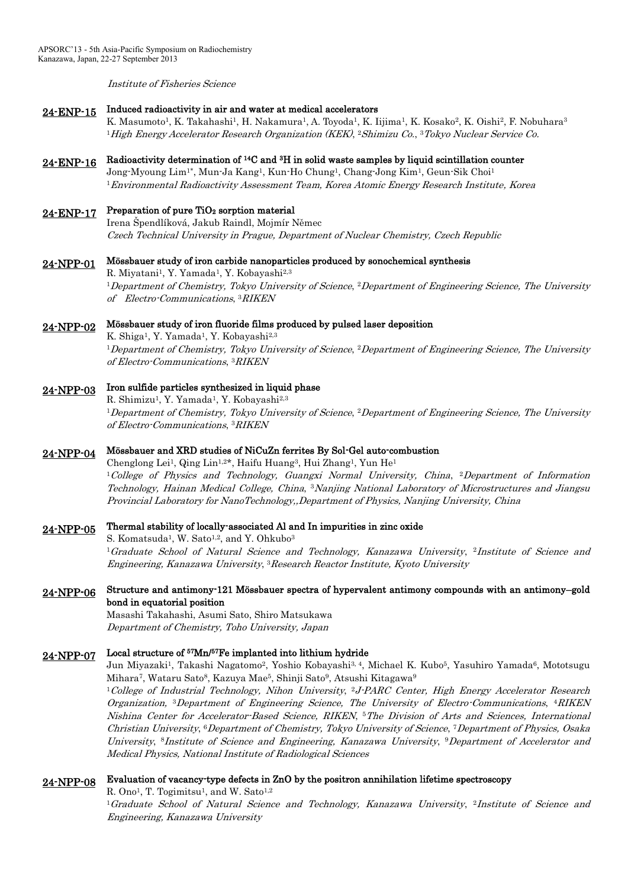*Institute of Fisheries Science*

**24-ENP-15** **Induced radioactivity in air and water at medical accelerators**
K. Masumoto[1], K. Takahashi[1], H. Nakamura[1], A. Toyoda[1], K. Iijima[1], K. Kosako[2], K. Oishi[2], F. Nobuhara[3]
[1]*High Energy Accelerator Research Organization (KEK)*, [2]*Shimizu Co.*, [3]*Tokyo Nuclear Service Co.*

**24-ENP-16** **Radioactivity determination of $^{14}C$ and $^{3}H$ in solid waste samples by liquid scintillation counter**
Jong-Myoung Lim[1*], Mun-Ja Kang[1], Kun-Ho Chung[1], Chang-Jong Kim[1], Geun-Sik Choi[1]
[1]*Environmental Radioactivity Assessment Team, Korea Atomic Energy Research Institute, Korea*

**24-ENP-17** **Preparation of pure $TiO_2$ sorption material**
Irena Špendlíková, Jakub Raindl, Mojmír Němec
*Czech Technical University in Prague, Department of Nuclear Chemistry, Czech Republic*

**24-NPP-01** **Mössbauer study of iron carbide nanoparticles produced by sonochemical synthesis**
R. Miyatani[1], Y. Yamada[1], Y. Kobayashi[2,3]
[1]*Department of Chemistry, Tokyo University of Science*, [2]*Department of Engineering Science, The University of Electro-Communications*, [3]*RIKEN*

**24-NPP-02** **Mössbauer study of iron fluoride films produced by pulsed laser deposition**
K. Shiga[1], Y. Yamada[1], Y. Kobayashi[2,3]
[1]*Department of Chemistry, Tokyo University of Science*, [2]*Department of Engineering Science, The University of Electro-Communications*, [3]*RIKEN*

**24-NPP-03** **Iron sulfide particles synthesized in liquid phase**
R. Shimizu[1], Y. Yamada[1], Y. Kobayashi[2,3]
[1]*Department of Chemistry, Tokyo University of Science*, [2]*Department of Engineering Science, The University of Electro-Communications*, [3]*RIKEN*

**24-NPP-04** **Mössbauer and XRD studies of NiCuZn ferrites By Sol-Gel auto-combustion**
Chenglong Lei[1], Qing Lin[1,2*], Haifu Huang[3], Hui Zhang[1], Yun He[1]
[1]*College of Physics and Technology, Guangxi Normal University, China*, [2]*Department of Information Technology, Hainan Medical College, China*, [3]*Nanjing National Laboratory of Microstructures and Jiangsu Provincial Laboratory for NanoTechnology,,Department of Physics, Nanjing University, China*

**24-NPP-05** **Thermal stability of locally-associated Al and In impurities in zinc oxide**
S. Komatsuda[1], W. Sato[1,2], and Y. Ohkubo[3]
[1]*Graduate School of Natural Science and Technology, Kanazawa University*, [2]*Institute of Science and Engineering, Kanazawa University*, [3]*Research Reactor Institute, Kyoto University*

**24-NPP-06** **Structure and antimony-121 Mössbauer spectra of hypervalent antimony compounds with an antimony–gold bond in equatorial position**
Masashi Takahashi, Asumi Sato, Shiro Matsukawa
*Department of Chemistry, Toho University, Japan*

**24-NPP-07** **Local structure of $^{57}Mn/^{57}Fe$ implanted into lithium hydride**
Jun Miyazaki[1], Takashi Nagatomo[2], Yoshio Kobayashi[3, 4], Michael K. Kubo[5], Yasuhiro Yamada[6], Mototsugu Mihara[7], Wataru Sato[8], Kazuya Mae[5], Shinji Sato[9], Atsushi Kitagawa[9]
[1]*College of Industrial Technology, Nihon University*, [2]*J-PARC Center, High Energy Accelerator Research Organization*, [3]*Department of Engineering Science, The University of Electro-Communications*, [4]*RIKEN Nishina Center for Accelerator-Based Science, RIKEN*, [5]*The Division of Arts and Sciences, International Christian University*, [6]*Department of Chemistry, Tokyo University of Science*, [7]*Department of Physics, Osaka University*, [8]*Institute of Science and Engineering, Kanazawa University*, [9]*Department of Accelerator and Medical Physics, National Institute of Radiological Sciences*

**24-NPP-08** **Evaluation of vacancy-type defects in ZnO by the positron annihilation lifetime spectroscopy**
R. Ono[1], T. Togimitsu[1], and W. Sato[1,2]
[1]*Graduate School of Natural Science and Technology, Kanazawa University*, [2]*Institute of Science and Engineering, Kanazawa University*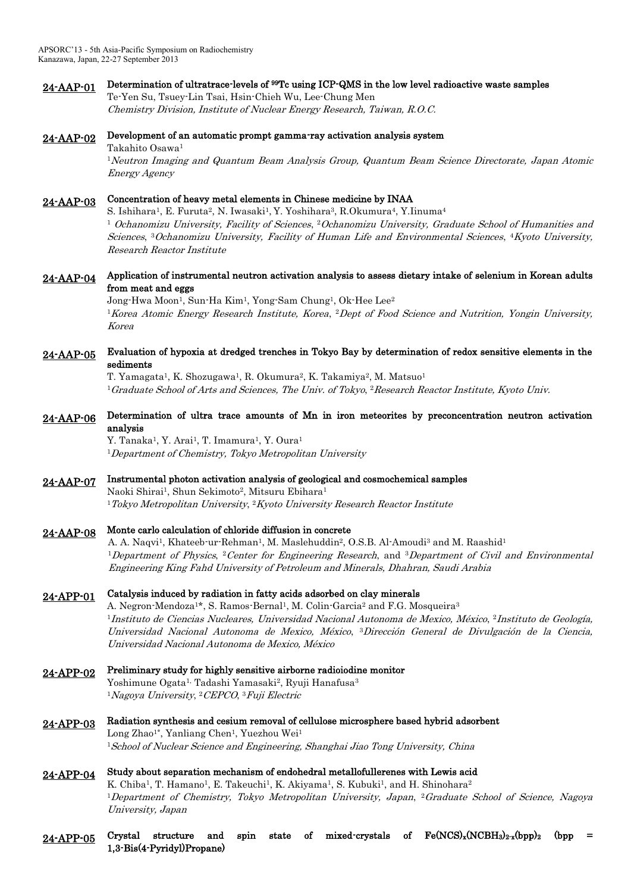**24-AAP-01** **Determination of ultratrace-levels of $^{99}Tc$ using ICP-QMS in the low level radioactive waste samples**
Te-Yen Su, Tsuey-Lin Tsai, Hsin-Chieh Wu, Lee-Chung Men
*Chemistry Division, Institute of Nuclear Energy Research, Taiwan, R.O.C.*

**24-AAP-02** **Development of an automatic prompt gamma-ray activation analysis system**
Takahito Osawa[1]
[1]*Neutron Imaging and Quantum Beam Analysis Group, Quantum Beam Science Directorate, Japan Atomic Energy Agency*

**24-AAP-03** **Concentration of heavy metal elements in Chinese medicine by INAA**
S. Ishihara[1], E. Furuta[2], N. Iwasaki[1], Y. Yoshihara[3], R.Okumura[4], Y.Iinuma[4]
[1] *Ochanomizu University, Facility of Sciences*, [2]*Ochanomizu University, Graduate School of Humanities and Sciences*, [3]*Ochanomizu University, Facility of Human Life and Environmental Sciences*, [4]*Kyoto University, Research Reactor Institute*

**24-AAP-04** **Application of instrumental neutron activation analysis to assess dietary intake of selenium in Korean adults from meat and eggs**
Jong-Hwa Moon[1], Sun-Ha Kim[1], Yong-Sam Chung[1], Ok-Hee Lee[2]
[1]*Korea Atomic Energy Research Institute, Korea*, [2]*Dept of Food Science and Nutrition, Yongin University, Korea*

**24-AAP-05** **Evaluation of hypoxia at dredged trenches in Tokyo Bay by determination of redox sensitive elements in the sediments**
T. Yamagata[1], K. Shozugawa[1], R. Okumura[2], K. Takamiya[2], M. Matsuo[1]
[1]*Graduate School of Arts and Sciences, The Univ. of Tokyo*, [2]*Research Reactor Institute, Kyoto Univ.*

**24-AAP-06** **Determination of ultra trace amounts of Mn in iron meteorites by preconcentration neutron activation analysis**
Y. Tanaka[1], Y. Arai[1], T. Imamura[1], Y. Oura[1]
[1]*Department of Chemistry, Tokyo Metropolitan University*

**24-AAP-07** **Instrumental photon activation analysis of geological and cosmochemical samples**
Naoki Shirai[1], Shun Sekimoto[2], Mitsuru Ebihara[1]
[1]*Tokyo Metropolitan University*, [2]*Kyoto University Research Reactor Institute*

**24-AAP-08** **Monte carlo calculation of chloride diffusion in concrete**
A. A. Naqvi[1], Khateeb-ur-Rehman[1], M. Maslehuddin[2], O.S.B. Al-Amoudi[3] and M. Raashid[1]
[1]*Department of Physics*, [2]*Center for Engineering Research*, and [3]*Department of Civil and Environmental Engineering King Fahd University of Petroleum and Minerals, Dhahran, Saudi Arabia*

**24-APP-01** **Catalysis induced by radiation in fatty acids adsorbed on clay minerals**
A. Negron-Mendoza[1]*, S. Ramos-Bernal[1], M. Colin-Garcia[2] and F.G. Mosqueira[3]
[1]*Instituto de Ciencias Nucleares, Universidad Nacional Autonoma de Mexico, México*, [2]*Instituto de Geología, Universidad Nacional Autonoma de Mexico, México*, [3]*Dirección General de Divulgación de la Ciencia, Universidad Nacional Autonoma de Mexico, México*

**24-APP-02** **Preliminary study for highly sensitive airborne radioiodine monitor**
Yoshimune Ogata[1], Tadashi Yamasaki[2], Ryuji Hanafusa[3]
[1]*Nagoya University*, [2]*CEPCO*, [3]*Fuji Electric*

**24-APP-03** **Radiation synthesis and cesium removal of cellulose microsphere based hybrid adsorbent**
Long Zhao[1*], Yanliang Chen[1], Yuezhou Wei[1]
[1]*School of Nuclear Science and Engineering, Shanghai Jiao Tong University, China*

**24-APP-04** **Study about separation mechanism of endohedral metallofullerenes with Lewis acid**
K. Chiba[1], T. Hamano[1], E. Takeuchi[1], K. Akiyama[1], S. Kubuki[1], and H. Shinohara[2]
[1]*Department of Chemistry, Tokyo Metropolitan University, Japan*, [2]*Graduate School of Science, Nagoya University, Japan*

**24-APP-05** **Crystal structure and spin state of mixed-crystals of $Fe(NCS)_x(NCBH_3)_{2-x}(bpp)_2$ (bpp = 1,3-Bis(4-Pyridyl)Propane)**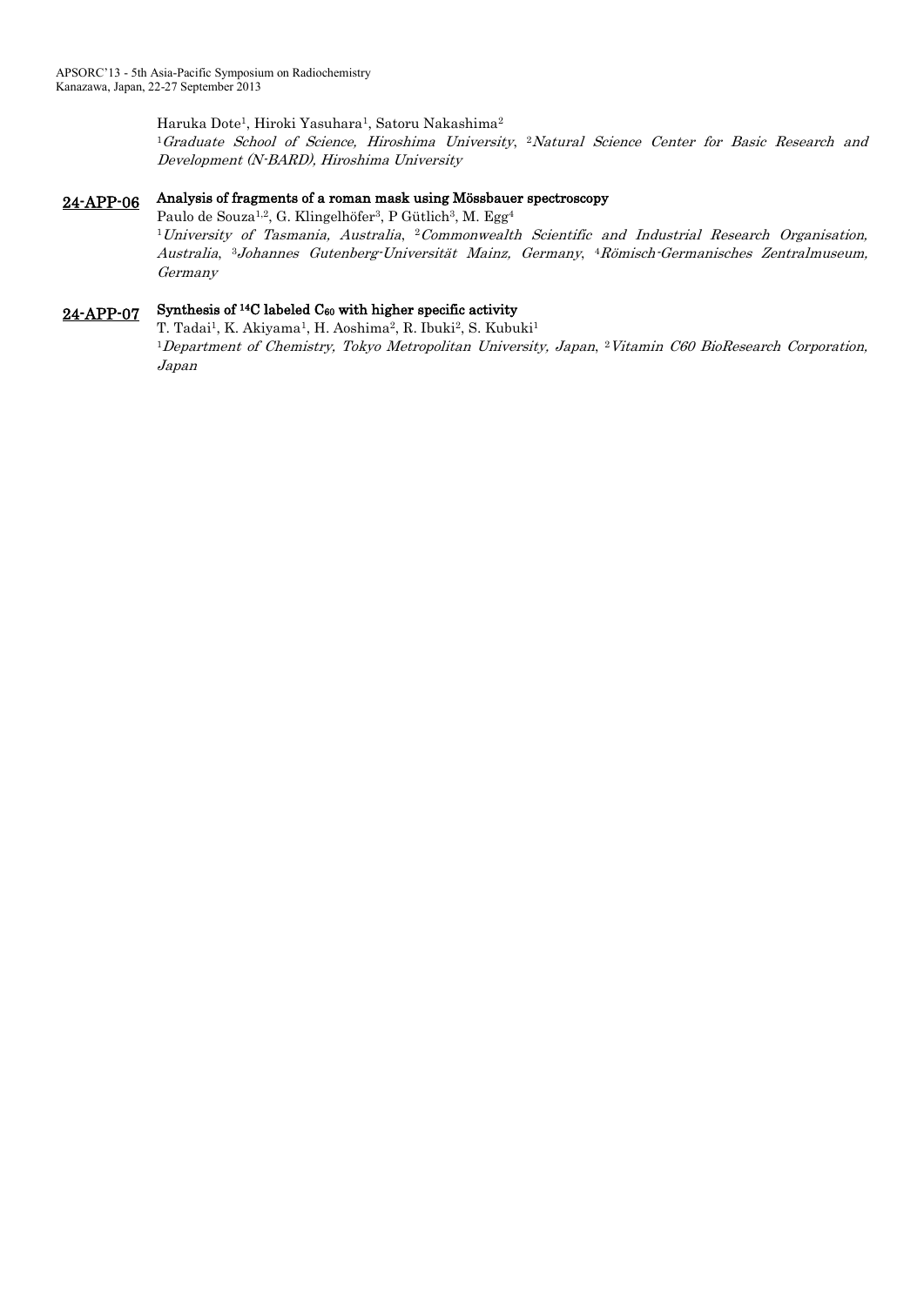Haruka Dote[1], Hiroki Yasuhara[1], Satoru Nakashima[2]

[1]*Graduate School of Science, Hiroshima University*, [2]*Natural Science Center for Basic Research and Development (N-BARD), Hiroshima University*

**24-APP-06** **Analysis of fragments of a roman mask using Mössbauer spectroscopy**

Paulo de Souza[1,2], G. Klingelhöfer[3], P Gütlich[3], M. Egg[4]

[1]*University of Tasmania, Australia*, [2]*Commonwealth Scientific and Industrial Research Organisation, Australia*, [3]*Johannes Gutenberg-Universität Mainz, Germany*, [4]*Römisch-Germanisches Zentralmuseum, Germany*

**24-APP-07** **Synthesis of $^{14}C$ labeled $C_{60}$ with higher specific activity**

T. Tadai[1], K. Akiyama[1], H. Aoshima[2], R. Ibuki[2], S. Kubuki[1]

[1]*Department of Chemistry, Tokyo Metropolitan University, Japan*, [2]*Vitamin C60 BioResearch Corporation, Japan*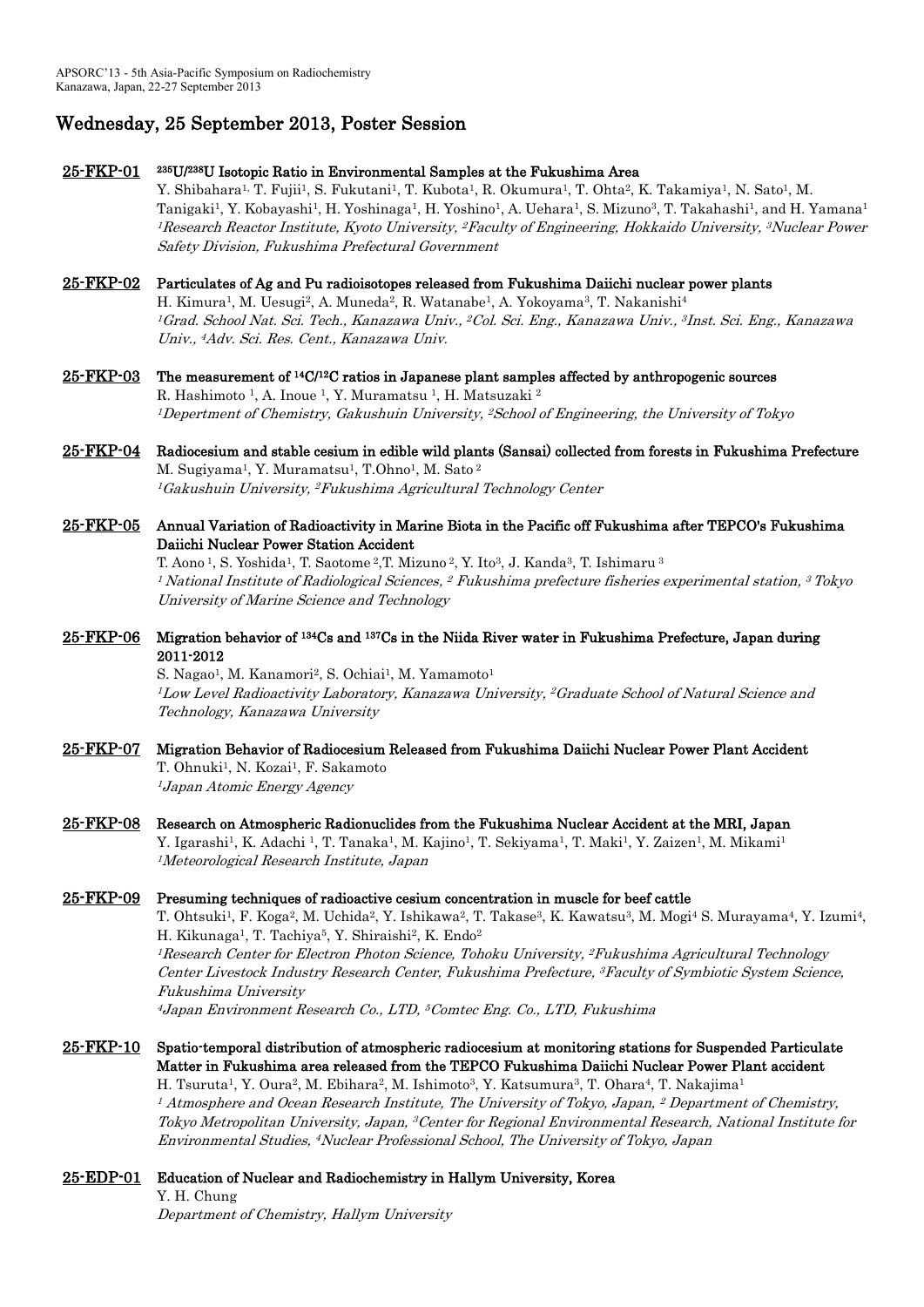## Wednesday, 25 September 2013, Poster Session

**25-FKP-01** **$^{235}U/^{238}U$ Isotopic Ratio in Environmental Samples at the Fukushima Area**
Y. Shibahara[1], T. Fujii[1], S. Fukutani[1], T. Kubota[1], R. Okumura[1], T. Ohta[2], K. Takamiya[1], N. Sato[1], M. Tanigaki[1], Y. Kobayashi[1], H. Yoshinaga[1], H. Yoshino[1], A. Uehara[1], S. Mizuno[3], T. Takahashi[1], and H. Yamana[1]
*[1]Research Reactor Institute, Kyoto University, [2]Faculty of Engineering, Hokkaido University, [3]Nuclear Power Safety Division, Fukushima Prefectural Government*

**25-FKP-02** **Particulates of Ag and Pu radioisotopes released from Fukushima Daiichi nuclear power plants**
H. Kimura[1], M. Uesugi[2], A. Muneda[2], R. Watanabe[1], A. Yokoyama[3], T. Nakanishi[4]
*[1]Grad. School Nat. Sci. Tech., Kanazawa Univ., [2]Col. Sci. Eng., Kanazawa Univ., [3]Inst. Sci. Eng., Kanazawa Univ., [4]Adv. Sci. Res. Cent., Kanazawa Univ.*

**25-FKP-03** **The measurement of $^{14}C/^{12}C$ ratios in Japanese plant samples affected by anthropogenic sources**
R. Hashimoto [1], A. Inoue [1], Y. Muramatsu [1], H. Matsuzaki [2]
*[1]Depertment of Chemistry, Gakushuin University, [2]School of Engineering, the University of Tokyo*

**25-FKP-04** **Radiocesium and stable cesium in edible wild plants (Sansai) collected from forests in Fukushima Prefecture**
M. Sugiyama[1], Y. Muramatsu[1], T.Ohno[1], M. Sato [2]
*[1]Gakushuin University, [2]Fukushima Agricultural Technology Center*

**25-FKP-05** **Annual Variation of Radioactivity in Marine Biota in the Pacific off Fukushima after TEPCO's Fukushima Daiichi Nuclear Power Station Accident**
T. Aono [1], S. Yoshida[1], T. Saotome [2],T. Mizuno [2], Y. Ito[3], J. Kanda[3], T. Ishimaru [3]
*[1] National Institute of Radiological Sciences, [2] Fukushima prefecture fisheries experimental station, [3] Tokyo University of Marine Science and Technology*

**25-FKP-06** **Migration behavior of $^{134}Cs$ and $^{137}Cs$ in the Niida River water in Fukushima Prefecture, Japan during 2011-2012**
S. Nagao[1], M. Kanamori[2], S. Ochiai[1], M. Yamamoto[1]
*[1]Low Level Radioactivity Laboratory, Kanazawa University, [2]Graduate School of Natural Science and Technology, Kanazawa University*

**25-FKP-07** **Migration Behavior of Radiocesium Released from Fukushima Daiichi Nuclear Power Plant Accident**
T. Ohnuki[1], N. Kozai[1], F. Sakamoto
*[1]Japan Atomic Energy Agency*

**25-FKP-08** **Research on Atmospheric Radionuclides from the Fukushima Nuclear Accident at the MRI, Japan**
Y. Igarashi[1], K. Adachi [1], T. Tanaka[1], M. Kajino[1], T. Sekiyama[1], T. Maki[1], Y. Zaizen[1], M. Mikami[1]
*[1]Meteorological Research Institute, Japan*

**25-FKP-09** **Presuming techniques of radioactive cesium concentration in muscle for beef cattle**
T. Ohtsuki[1], F. Koga[2], M. Uchida[2], Y. Ishikawa[2], T. Takase[3], K. Kawatsu[3], M. Mogi[4] S. Murayama[4], Y. Izumi[4], H. Kikunaga[1], T. Tachiya[5], Y. Shiraishi[2], K. Endo[2]
*[1]Research Center for Electron Photon Science, Tohoku University, [2]Fukushima Agricultural Technology Center Livestock Industry Research Center, Fukushima Prefecture, [3]Faculty of Symbiotic System Science, Fukushima University*
*[4]Japan Environment Research Co., LTD, [5]Comtec Eng. Co., LTD, Fukushima*

**25-FKP-10** **Spatio-temporal distribution of atmospheric radiocesium at monitoring stations for Suspended Particulate Matter in Fukushima area released from the TEPCO Fukushima Daiichi Nuclear Power Plant accident**
H. Tsuruta[1], Y. Oura[2], M. Ebihara[2], M. Ishimoto[3], Y. Katsumura[3], T. Ohara[4], T. Nakajima[1]
*[1] Atmosphere and Ocean Research Institute, The University of Tokyo, Japan, [2] Department of Chemistry, Tokyo Metropolitan University, Japan, [3]Center for Regional Environmental Research, National Institute for Environmental Studies, [4]Nuclear Professional School, The University of Tokyo, Japan*

**25-EDP-01** **Education of Nuclear and Radiochemistry in Hallym University, Korea**
Y. H. Chung
*Department of Chemistry, Hallym University*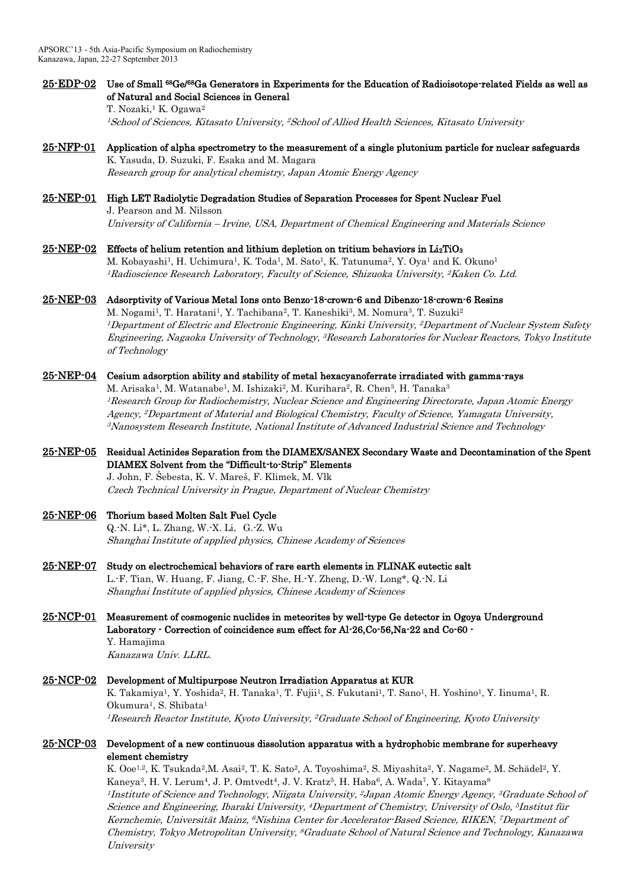**25-EDP-02** **Use of Small $^{68}Ge/^{68}Ga$ Generators in Experiments for the Education of Radioisotope-related Fields as well as of Natural and Social Sciences in General**
T. Nozaki,[1] K. Ogawa[2]
*[1]School of Sciences, Kitasato University, [2]School of Allied Health Sciences, Kitasato University*

**25-NFP-01** **Application of alpha spectrometry to the measurement of a single plutonium particle for nuclear safeguards**
K. Yasuda, D. Suzuki, F. Esaka and M. Magara
*Research group for analytical chemistry, Japan Atomic Energy Agency*

**25-NEP-01** **High LET Radiolytic Degradation Studies of Separation Processes for Spent Nuclear Fuel**
J. Pearson and M. Nilsson
*University of California – Irvine, USA, Department of Chemical Engineering and Materials Science*

**25-NEP-02** **Effects of helium retention and lithium depletion on tritium behaviors in $Li_2TiO_3$**
M. Kobayashi[1], H. Uchimura[1], K. Toda[1], M. Sato[1], K. Tatunuma[2], Y. Oya[1] and K. Okuno[1]
*[1]Radioscience Research Laboratory, Faculty of Science, Shizuoka University, [2]Kaken Co. Ltd.*

**25-NEP-03** **Adsorptivity of Various Metal Ions onto Benzo-18-crown-6 and Dibenzo-18-crown-6 Resins**
M. Nogami[1], T. Haratani[1], Y. Tachibana[2], T. Kaneshiki[3], M. Nomura[3], T. Suzuki[2]
*[1]Department of Electric and Electronic Engineering, Kinki University, [2]Department of Nuclear System Safety Engineering, Nagaoka University of Technology, [3]Research Laboratories for Nuclear Reactors, Tokyo Institute of Technology*

**25-NEP-04** **Cesium adsorption ability and stability of metal hexacyanoferrate irradiated with gamma-rays**
M. Arisaka[1], M. Watanabe[1], M. Ishizaki[2], M. Kurihara[2], R. Chen[3], H. Tanaka[3]
*[1]Research Group for Radiochemistry, Nuclear Science and Engineering Directorate, Japan Atomic Energy Agency, [2]Department of Material and Biological Chemistry, Faculty of Science, Yamagata University, [3]Nanosystem Research Institute, National Institute of Advanced Industrial Science and Technology*

**25-NEP-05** **Residual Actinides Separation from the DIAMEX/SANEX Secondary Waste and Decontamination of the Spent DIAMEX Solvent from the "Difficult-to-Strip" Elements**
J. John, F. Šebesta, K. V. Mareš, F. Klimek, M. Vlk
*Czech Technical University in Prague, Department of Nuclear Chemistry*

**25-NEP-06** **Thorium based Molten Salt Fuel Cycle**
Q.-N. Li*, L. Zhang, W.-X. Li, G.-Z. Wu
*Shanghai Institute of applied physics, Chinese Academy of Sciences*

**25-NEP-07** **Study on electrochemical behaviors of rare earth elements in FLINAK eutectic salt**
L.-F. Tian, W. Huang, F. Jiang, C.-F. She, H.-Y. Zheng, D.-W. Long*, Q.-N. Li
*Shanghai Institute of applied physics, Chinese Academy of Sciences*

**25-NCP-01** **Measurement of cosmogenic nuclides in meteorites by well-type Ge detector in Ogoya Underground Laboratory - Correction of coincidence sum effect for Al-26,Co-56,Na-22 and Co-60 -**
Y. Hamajima
*Kanazawa Univ. LLRL.*

**25-NCP-02** **Development of Multipurpose Neutron Irradiation Apparatus at KUR**
K. Takamiya[1], Y. Yoshida[2], H. Tanaka[1], T. Fujii[1], S. Fukutani[1], T. Sano[1], H. Yoshino[1], Y. Iinuma[1], R. Okumura[1], S. Shibata[1]
*[1]Research Reactor Institute, Kyoto University, [2]Graduate School of Engineering, Kyoto University*

**25-NCP-03** **Development of a new continuous dissolution apparatus with a hydrophobic membrane for superheavy element chemistry**
K. Ooe[1,2], K. Tsukada[2], M. Asai[2], T. K. Sato[2], A. Toyoshima[2], S. Miyashita[2], Y. Nagame[2], M. Schädel[2], Y. Kaneya[3], H. V. Lerum[4], J. P. Omtvedt[4], J. V. Kratz[5], H. Haba[6], A. Wada[7], Y. Kitayama[8]
*[1]Institute of Science and Technology, Niigata University, [2]Japan Atomic Energy Agency, [3]Graduate School of Science and Engineering, Ibaraki University, [4]Department of Chemistry, University of Oslo, [5]Institut für Kernchemie, Universität Mainz, [6]Nishina Center for Accelerator-Based Science, RIKEN, [7]Department of Chemistry, Tokyo Metropolitan University, [8]Graduate School of Natural Science and Technology, Kanazawa University*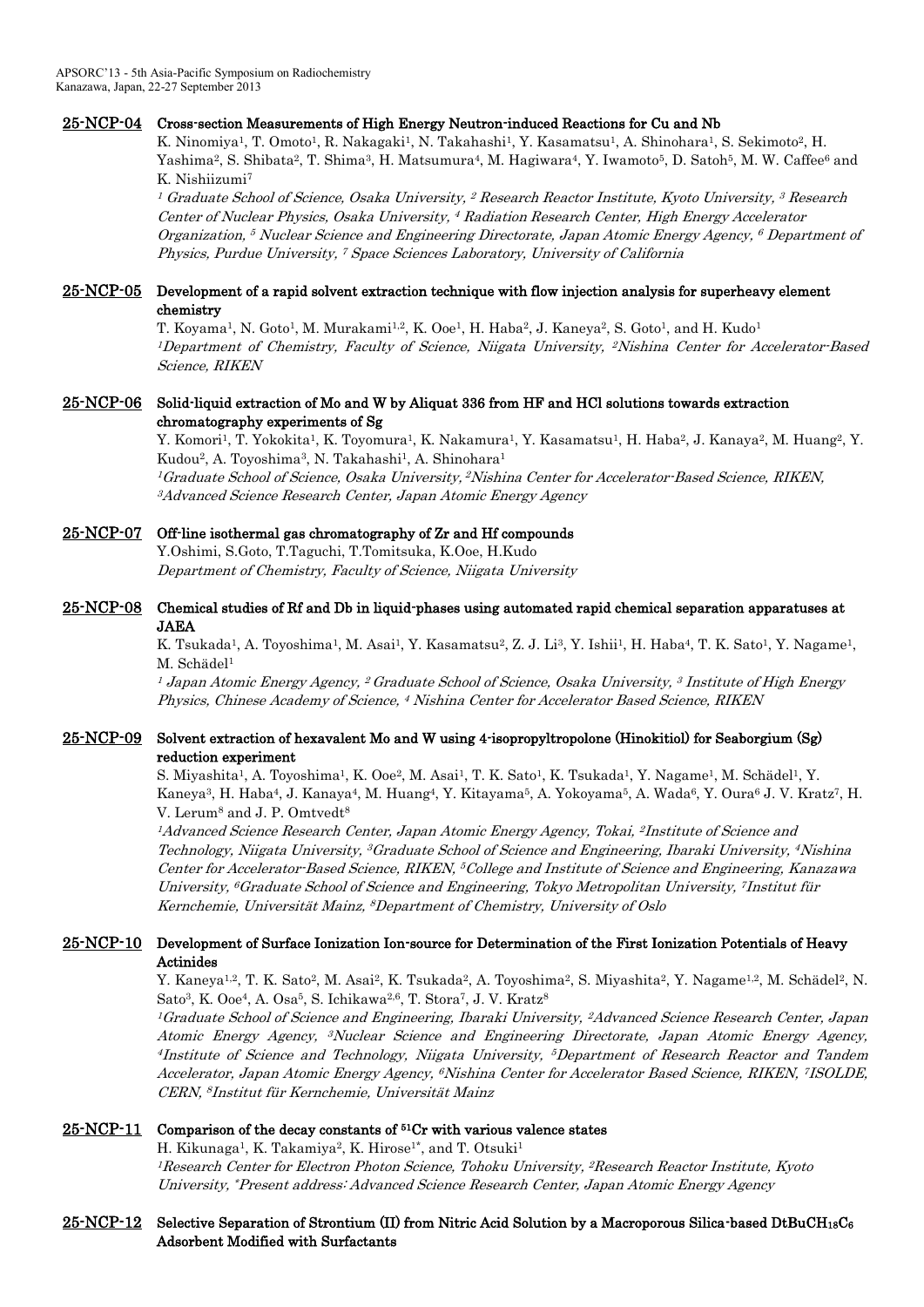**25-NCP-04 Cross-section Measurements of High Energy Neutron-induced Reactions for Cu and Nb**

K. Ninomiya[1], T. Omoto[1], R. Nakagaki[1], N. Takahashi[1], Y. Kasamatsu[1], A. Shinohara[1], S. Sekimoto[2], H. Yashima[2], S. Shibata[2], T. Shima[3], H. Matsumura[4], M. Hagiwara[4], Y. Iwamoto[5], D. Satoh[5], M. W. Caffee[6] and K. Nishiizumi[7]

*[1] Graduate School of Science, Osaka University, [2] Research Reactor Institute, Kyoto University, [3] Research Center of Nuclear Physics, Osaka University, [4] Radiation Research Center, High Energy Accelerator Organization, [5] Nuclear Science and Engineering Directorate, Japan Atomic Energy Agency, [6] Department of Physics, Purdue University, [7] Space Sciences Laboratory, University of California*

**25-NCP-05 Development of a rapid solvent extraction technique with flow injection analysis for superheavy element chemistry**

T. Koyama[1], N. Goto[1], M. Murakami[1,2], K. Ooe[1], H. Haba[2], J. Kaneya[2], S. Goto[1], and H. Kudo[1]

*[1]Department of Chemistry, Faculty of Science, Niigata University, [2]Nishina Center for Accelerator-Based Science, RIKEN*

**25-NCP-06 Solid-liquid extraction of Mo and W by Aliquat 336 from HF and HCl solutions towards extraction chromatography experiments of Sg**

Y. Komori[1], T. Yokokita[1], K. Toyomura[1], K. Nakamura[1], Y. Kasamatsu[1], H. Haba[2], J. Kanaya[2], M. Huang[2], Y. Kudou[2], A. Toyoshima[3], N. Takahashi[1], A. Shinohara[1]

*[1]Graduate School of Science, Osaka University, [2]Nishina Center for Accelerator-Based Science, RIKEN, [3]Advanced Science Research Center, Japan Atomic Energy Agency*

**25-NCP-07 Off-line isothermal gas chromatography of Zr and Hf compounds**

Y.Oshimi, S.Goto, T.Taguchi, T.Tomitsuka, K.Ooe, H.Kudo

*Department of Chemistry, Faculty of Science, Niigata University*

**25-NCP-08 Chemical studies of Rf and Db in liquid-phases using automated rapid chemical separation apparatuses at JAEA**

K. Tsukada[1], A. Toyoshima[1], M. Asai[1], Y. Kasamatsu[2], Z. J. Li[3], Y. Ishii[1], H. Haba[4], T. K. Sato[1], Y. Nagame[1], M. Schädel[1]

*[1] Japan Atomic Energy Agency, [2] Graduate School of Science, Osaka University, [3] Institute of High Energy Physics, Chinese Academy of Science, [4] Nishina Center for Accelerator Based Science, RIKEN*

**25-NCP-09 Solvent extraction of hexavalent Mo and W using 4-isopropyltropolone (Hinokitiol) for Seaborgium (Sg) reduction experiment**

S. Miyashita[1], A. Toyoshima[1], K. Ooe[2], M. Asai[1], T. K. Sato[1], K. Tsukada[1], Y. Nagame[1], M. Schädel[1], Y. Kaneya[3], H. Haba[4], J. Kanaya[4], M. Huang[4], Y. Kitayama[5], A. Yokoyama[5], A. Wada[6], Y. Oura[6] J. V. Kratz[7], H. V. Lerum[8] and J. P. Omtvedt[8]

*[1]Advanced Science Research Center, Japan Atomic Energy Agency, Tokai, [2]Institute of Science and Technology, Niigata University, [3]Graduate School of Science and Engineering, Ibaraki University, [4]Nishina Center for Accelerator-Based Science, RIKEN, [5]College and Institute of Science and Engineering, Kanazawa University, [6]Graduate School of Science and Engineering, Tokyo Metropolitan University, [7]Institut für Kernchemie, Universität Mainz, [8]Department of Chemistry, University of Oslo*

**25-NCP-10 Development of Surface Ionization Ion-source for Determination of the First Ionization Potentials of Heavy Actinides**

Y. Kaneya[1,2], T. K. Sato[2], M. Asai[2], K. Tsukada[2], A. Toyoshima[2], S. Miyashita[2], Y. Nagame[1,2], M. Schädel[2], N. Sato[3], K. Ooe[4], A. Osa[5], S. Ichikawa[2,6], T. Stora[7], J. V. Kratz[8]

*[1]Graduate School of Science and Engineering, Ibaraki University, [2]Advanced Science Research Center, Japan Atomic Energy Agency, [3]Nuclear Science and Engineering Directorate, Japan Atomic Energy Agency, [4]Institute of Science and Technology, Niigata University, [5]Department of Research Reactor and Tandem Accelerator, Japan Atomic Energy Agency, [6]Nishina Center for Accelerator Based Science, RIKEN, [7]ISOLDE, CERN, [8]Institut für Kernchemie, Universität Mainz*

**25-NCP-11 Comparison of the decay constants of $^{51}Cr$ with various valence states**

H. Kikunaga[1], K. Takamiya[2], K. Hirose[1*], and T. Otsuki[1]

*[1]Research Center for Electron Photon Science, Tohoku University, [2]Research Reactor Institute, Kyoto University, [*]Present address: Advanced Science Research Center, Japan Atomic Energy Agency*

**25-NCP-12 Selective Separation of Strontium (II) from Nitric Acid Solution by a Macroporous Silica-based $DtBuCH_{18}C_6$ Adsorbent Modified with Surfactants**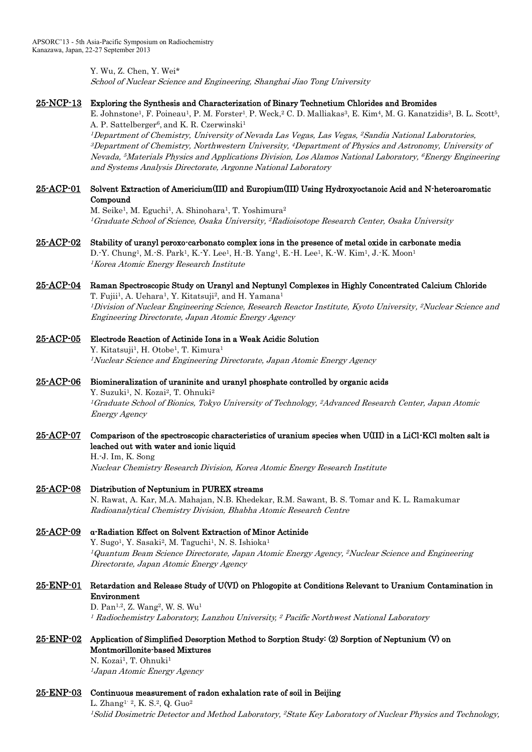Y. Wu, Z. Chen, Y. Wei*
*School of Nuclear Science and Engineering, Shanghai Jiao Tong University*

**25-NCP-13** **Exploring the Synthesis and Characterization of Binary Technetium Chlorides and Bromides**
E. Johnstone[1], F. Poineau[1], P. M. Forster[1], P. Weck,[2] C. D. Malliakas[3], E. Kim[4], M. G. Kanatzidis[3], B. L. Scott[5], A. P. Sattelberger[6], and K. R. Czerwinski[1]
*[1]Department of Chemistry, University of Nevada Las Vegas, Las Vegas, [2]Sandia National Laboratories, [3]Department of Chemistry, Northwestern University, [4]Department of Physics and Astronomy, University of Nevada, [5]Materials Physics and Applications Division, Los Alamos National Laboratory, [6]Energy Engineering and Systems Analysis Directorate, Argonne National Laboratory*

**25-ACP-01** **Solvent Extraction of Americium(III) and Europium(III) Using Hydroxyoctanoic Acid and N-heteroaromatic Compound**
M. Seike[1], M. Eguchi[1], A. Shinohara[1], T. Yoshimura[2]
*[1]Graduate School of Science, Osaka University, [2]Radioisotope Research Center, Osaka University*

**25-ACP-02** **Stability of uranyl peroxo-carbonato complex ions in the presence of metal oxide in carbonate media**
D.-Y. Chung[1], M.-S. Park[1], K.-Y. Lee[1], H.-B. Yang[1], E.-H. Lee[1], K.-W. Kim[1], J.-K. Moon[1]
*[1]Korea Atomic Energy Research Institute*

**25-ACP-04** **Raman Spectroscopic Study on Uranyl and Neptunyl Complexes in Highly Concentrated Calcium Chloride**
T. Fujii[1], A. Uehara[1], Y. Kitatsuji[2], and H. Yamana[1]
*[1]Division of Nuclear Engineering Science, Research Reactor Institute, Kyoto University, [2]Nuclear Science and Engineering Directorate, Japan Atomic Energy Agency*

**25-ACP-05** **Electrode Reaction of Actinide Ions in a Weak Acidic Solution**
Y. Kitatsuji[1], H. Otobe[1], T. Kimura[1]
*[1]Nuclear Science and Engineering Directorate, Japan Atomic Energy Agency*

**25-ACP-06** **Biomineralization of uraninite and uranyl phosphate controlled by organic acids**
Y. Suzuki[1], N. Kozai[2], T. Ohnuki[2]
*[1]Graduate School of Bionics, Tokyo University of Technology, [2]Advanced Research Center, Japan Atomic Energy Agency*

**25-ACP-07** **Comparison of the spectroscopic characteristics of uranium species when U(III) in a LiCl-KCl molten salt is leached out with water and ionic liquid**
H.-J. Im, K. Song
*Nuclear Chemistry Research Division, Korea Atomic Energy Research Institute*

**25-ACP-08** **Distribution of Neptunium in PUREX streams**
N. Rawat, A. Kar, M.A. Mahajan, N.B. Khedekar, R.M. Sawant, B. S. Tomar and K. L. Ramakumar
*Radioanalytical Chemistry Division, Bhabha Atomic Research Centre*

**25-ACP-09** **α-Radiation Effect on Solvent Extraction of Minor Actinide**
Y. Sugo[1], Y. Sasaki[2], M. Taguchi[1], N. S. Ishioka[1]
*[1]Quantum Beam Science Directorate, Japan Atomic Energy Agency, [2]Nuclear Science and Engineering Directorate, Japan Atomic Energy Agency*

**25-ENP-01** **Retardation and Release Study of U(VI) on Phlogopite at Conditions Relevant to Uranium Contamination in Environment**
D. Pan[1,2], Z. Wang[2], W. S. Wu[1]
*[1] Radiochemistry Laboratory, Lanzhou University, [2] Pacific Northwest National Laboratory*

**25-ENP-02** **Application of Simplified Desorption Method to Sorption Study: (2) Sorption of Neptunium (V) on Montmorillonite-based Mixtures**
N. Kozai[1], T. Ohnuki[1]
*[1]Japan Atomic Energy Agency*

**25-ENP-03** **Continuous measurement of radon exhalation rate of soil in Beijing**
L. Zhang[1, 2], K. S.[2], Q. Guo[2]
*[1]Solid Dosimetric Detector and Method Laboratory, [2]State Key Laboratory of Nuclear Physics and Technology,*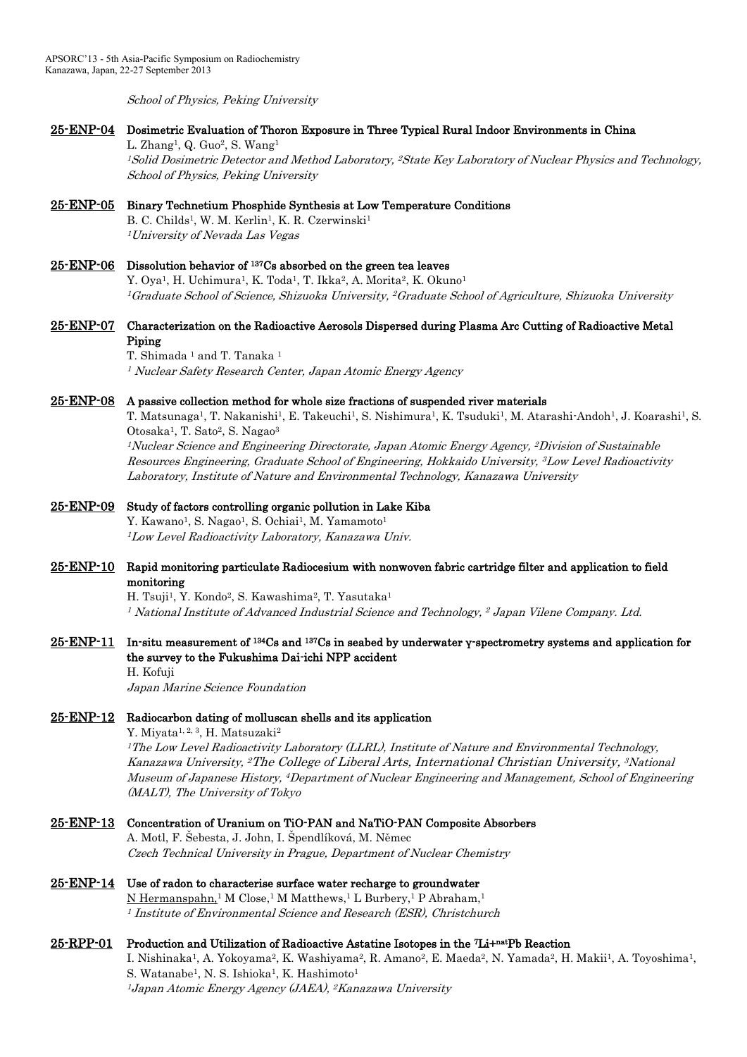*School of Physics, Peking University*

**25-ENP-04** **Dosimetric Evaluation of Thoron Exposure in Three Typical Rural Indoor Environments in China**
L. Zhang[1], Q. Guo[2], S. Wang[1]
*[1]Solid Dosimetric Detector and Method Laboratory, [2]State Key Laboratory of Nuclear Physics and Technology, School of Physics, Peking University*

**25-ENP-05** **Binary Technetium Phosphide Synthesis at Low Temperature Conditions**
B. C. Childs[1], W. M. Kerlin[1], K. R. Czerwinski[1]
*[1]University of Nevada Las Vegas*

**25-ENP-06** **Dissolution behavior of $^{137}$Cs absorbed on the green tea leaves**
Y. Oya[1], H. Uchimura[1], K. Toda[1], T. Ikka[2], A. Morita[2], K. Okuno[1]
*[1]Graduate School of Science, Shizuoka University, [2]Graduate School of Agriculture, Shizuoka University*

**25-ENP-07** **Characterization on the Radioactive Aerosols Dispersed during Plasma Arc Cutting of Radioactive Metal Piping**
T. Shimada [1] and T. Tanaka [1]
*[1] Nuclear Safety Research Center, Japan Atomic Energy Agency*

**25-ENP-08** **A passive collection method for whole size fractions of suspended river materials**
T. Matsunaga[1], T. Nakanishi[1], E. Takeuchi[1], S. Nishimura[1], K. Tsuduki[1], M. Atarashi-Andoh[1], J. Koarashi[1], S. Otosaka[1], T. Sato[2], S. Nagao[3]
*[1]Nuclear Science and Engineering Directorate, Japan Atomic Energy Agency, [2]Division of Sustainable Resources Engineering, Graduate School of Engineering, Hokkaido University, [3]Low Level Radioactivity Laboratory, Institute of Nature and Environmental Technology, Kanazawa University*

**25-ENP-09** **Study of factors controlling organic pollution in Lake Kiba**
Y. Kawano[1], S. Nagao[1], S. Ochiai[1], M. Yamamoto[1]
*[1]Low Level Radioactivity Laboratory, Kanazawa Univ.*

**25-ENP-10** **Rapid monitoring particulate Radiocesium with nonwoven fabric cartridge filter and application to field monitoring**
H. Tsuji[1], Y. Kondo[2], S. Kawashima[2], T. Yasutaka[1]
*[1] National Institute of Advanced Industrial Science and Technology, [2] Japan Vilene Company. Ltd.*

**25-ENP-11** **In-situ measurement of $^{134}$Cs and $^{137}$Cs in seabed by underwater $\gamma$-spectrometry systems and application for the survey to the Fukushima Dai-ichi NPP accident**
H. Kofuji
*Japan Marine Science Foundation*

**25-ENP-12** **Radiocarbon dating of molluscan shells and its application**
Y. Miyata[1, 2, 3], H. Matsuzaki[2]
*[1]The Low Level Radioactivity Laboratory (LLRL), Institute of Nature and Environmental Technology, Kanazawa University, [2]The College of Liberal Arts, International Christian University, [3]National Museum of Japanese History, [4]Department of Nuclear Engineering and Management, School of Engineering (MALT), The University of Tokyo*

**25-ENP-13** **Concentration of Uranium on TiO-PAN and NaTiO-PAN Composite Absorbers**
A. Motl, F. Šebesta, J. John, I. Špendlíková, M. Němec
*Czech Technical University in Prague, Department of Nuclear Chemistry*

**25-ENP-14** **Use of radon to characterise surface water recharge to groundwater**
N Hermanspahn,[1] M Close,[1] M Matthews,[1] L Burbery,[1] P Abraham,[1]
*[1] Institute of Environmental Science and Research (ESR), Christchurch*

**25-RPP-01** **Production and Utilization of Radioactive Astatine Isotopes in the $^{7}$Li+$^{nat}$Pb Reaction**
I. Nishinaka[1], A. Yokoyama[2], K. Washiyama[2], R. Amano[2], E. Maeda[2], N. Yamada[2], H. Makii[1], A. Toyoshima[1], S. Watanabe[1], N. S. Ishioka[1], K. Hashimoto[1]
*[1]Japan Atomic Energy Agency (JAEA), [2]Kanazawa University*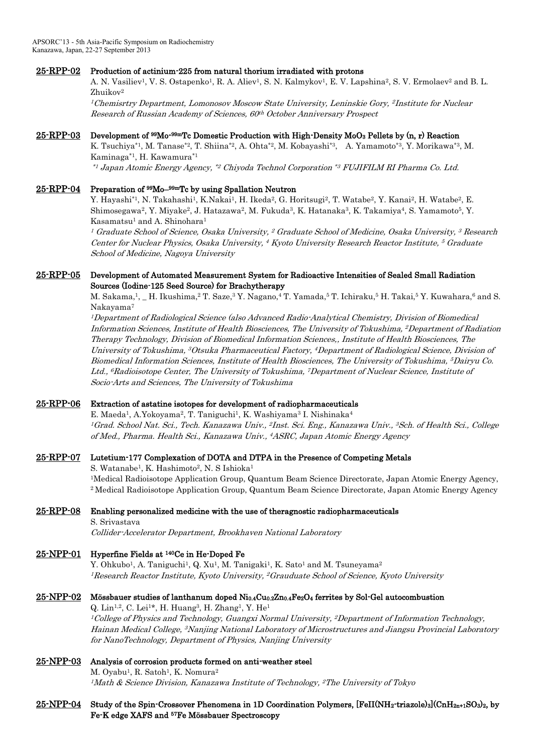## 25-RPP-02 Production of actinium-225 from natural thorium irradiated with protons

A. N. Vasiliev[1], V. S. Ostapenko[1], R. A. Aliev[1], S. N. Kalmykov[1], E. V. Lapshina[2], S. V. Ermolaev[2] and B. L. Zhuikov[2]

*[1]Chemisrtry Department, Lomonosov Moscow State University, Leninskie Gory, [2]Institute for Nuclear Research of Russian Academy of Sciences, 60th October Anniversary Prospect*

## 25-RPP-03 Development of $^{99}Mo$-$^{99m}Tc$ Domestic Production with High-Density $MoO_3$ Pellets by (n, r) Reaction

K. Tsuchiya[*1], M. Tanase[*2], T. Shiina[*2], A. Ohta[*2], M. Kobayashi[*3], A. Yamamoto[*3], Y. Morikawa[*3], M. Kaminaga[*1], H. Kawamura[*1]

*[*1] Japan Atomic Energy Agency, [*2] Chiyoda Technol Corporation [*3] FUJIFILM RI Pharma Co. Ltd.*

## 25-RPP-04 Preparation of $^{99}Mo$–$^{99m}Tc$ by using Spallation Neutron

Y. Hayashi[*1], N. Takahashi[1], K.Nakai[1], H. Ikeda[2], G. Horitsugi[2], T. Watabe[2], Y. Kanai[2], H. Watabe[2], E. Shimosegawa[2], Y. Miyake[2], J. Hatazawa[2], M. Fukuda[3], K. Hatanaka[3], K. Takamiya[4], S. Yamamoto[5], Y. Kasamatsu[1] and A. Shinohara[1]

*[1] Graduate School of Science, Osaka University, [2] Graduate School of Medicine, Osaka University, [3] Research Center for Nuclear Physics, Osaka University, [4] Kyoto University Research Reactor Institute, [5] Graduate School of Medicine, Nagoya University*

## 25-RPP-05 Development of Automated Measurement System for Radioactive Intensities of Sealed Small Radiation Sources (Iodine-125 Seed Source) for Brachytherapy

M. Sakama,[1], _ H. Ikushima,[2] T. Saze,[3] Y. Nagano,[4] T. Yamada,[5] T. Ichiraku,[5] H. Takai,[5] Y. Kuwahara,[6] and S. Nakayama[7]

*[1]Department of Radiological Science (also Advanced Radio-Analytical Chemistry, Division of Biomedical Information Sciences, Institute of Health Biosciences, The University of Tokushima, [2]Department of Radiation Therapy Technology, Division of Biomedical Information Sciences,, Institute of Health Biosciences, The University of Tokushima, [3]Otsuka Pharmaceutical Factory, [4]Department of Radiological Science, Division of Biomedical Information Sciences, Institute of Health Biosciences, The University of Tokushima, [5]Dairyu Co. Ltd., [6]Radioisotope Center, The University of Tokushima, [7]Department of Nuclear Science, Institute of Socio-Arts and Sciences, The University of Tokushima*

## 25-RPP-06 Extraction of astatine isotopes for development of radiopharmaceuticals

E. Maeda[1], A.Yokoyama[2], T. Taniguchi[1], K. Washiyama[3] I. Nishinaka[4]

*[1]Grad. School Nat. Sci., Tech. Kanazawa Univ., [2]Inst. Sci. Eng., Kanazawa Univ., [3]Sch. of Health Sci., College of Med., Pharma. Health Sci., Kanazawa Univ., [4]ASRC, Japan Atomic Energy Agency*

## 25-RPP-07 Lutetium-177 Complexation of DOTA and DTPA in the Presence of Competing Metals

S. Watanabe[1], K. Hashimoto[2], N. S Ishioka[1]

[1]Medical Radioisotope Application Group, Quantum Beam Science Directorate, Japan Atomic Energy Agency, [2] Medical Radioisotope Application Group, Quantum Beam Science Directorate, Japan Atomic Energy Agency

## 25-RPP-08 Enabling personalized medicine with the use of theragnostic radiopharmaceuticals

S. Srivastava

*Collider-Accelerator Department, Brookhaven National Laboratory*

## 25-NPP-01 Hyperfine Fields at $^{140}Ce$ in He-Doped Fe

Y. Ohkubo[1], A. Taniguchi[1], Q. Xu[1], M. Tanigaki[1], K. Sato[1] and M. Tsuneyama[2]

*[1]Research Reactor Institute, Kyoto University, [2]Grauduate School of Science, Kyoto University*

## 25-NPP-02 Mössbauer studies of lanthanum doped $Ni_{0.4}Cu_{0.2}Zn_{0.4}Fe_2O_4$ ferrites by Sol-Gel autocombustion

Q. Lin[1,2], C. Lei[1*], H. Huang[3], H. Zhang[1], Y. He[1]

*[1]College of Physics and Technology, Guangxi Normal University, [2]Department of Information Technology, Hainan Medical College, [3]Nanjing National Laboratory of Microstructures and Jiangsu Provincial Laboratory for NanoTechnology, Department of Physics, Nanjing University*

## 25-NPP-03 Analysis of corrosion products formed on anti-weather steel

M. Oyabu[1], R. Satoh[1], K. Nomura[2]

*[1]Math & Science Division, Kanazawa Institute of Technology, [2]The University of Tokyo*

## 25-NPP-04 Study of the Spin-Crossover Phenomena in 1D Coordination Polymers, $[FeII(NH_2\text{-triazole})_3](C_nH_{2n+1}SO_3)_2$, by Fe-K edge XAFS and $^{57}Fe$ Mössbauer Spectroscopy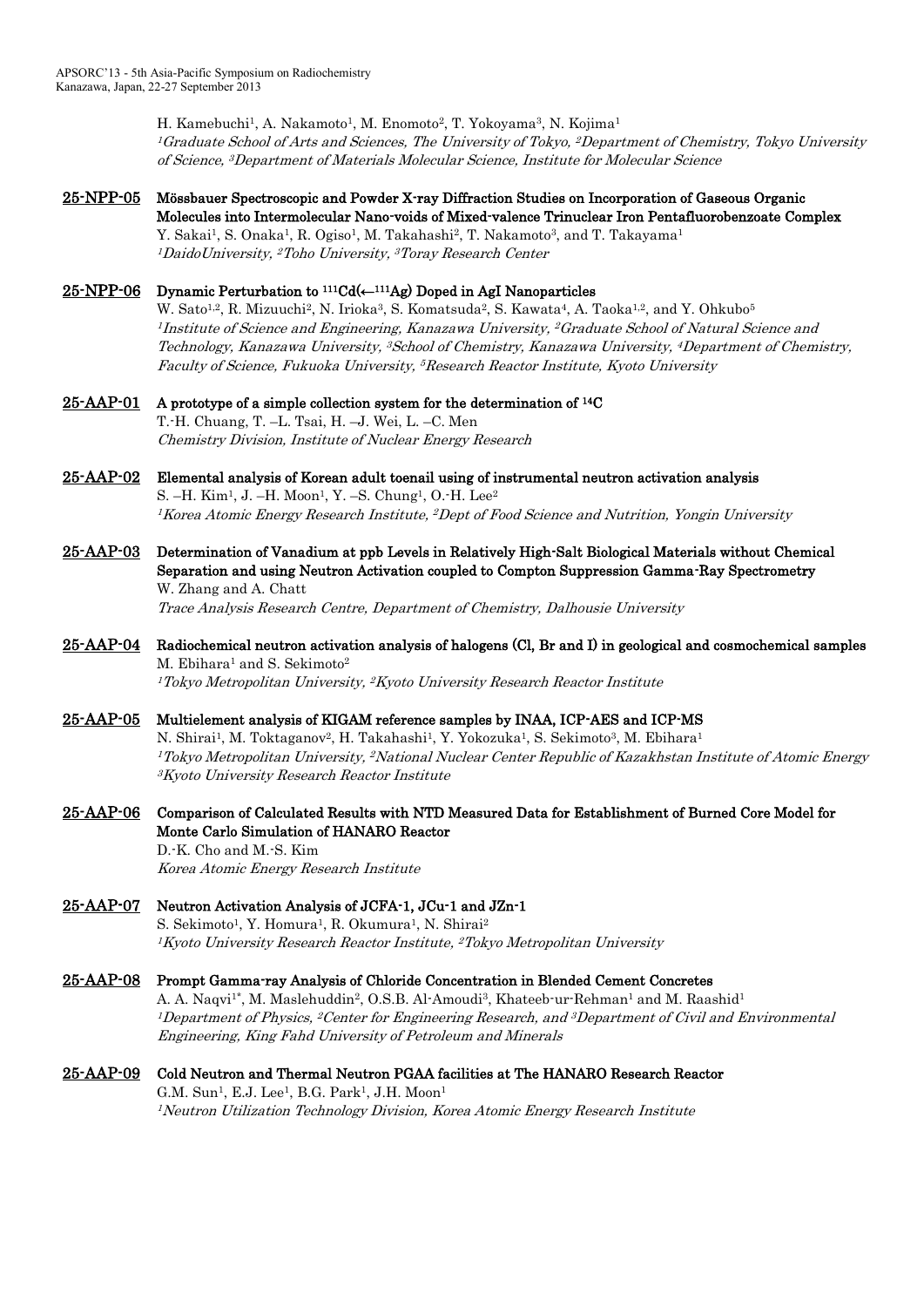H. Kamebuchi[1], A. Nakamoto[1], M. Enomoto[2], T. Yokoyama[3], N. Kojima[1]
*[1]Graduate School of Arts and Sciences, The University of Tokyo, [2]Department of Chemistry, Tokyo University of Science, [3]Department of Materials Molecular Science, Institute for Molecular Science*

**25-NPP-05 Mössbauer Spectroscopic and Powder X-ray Diffraction Studies on Incorporation of Gaseous Organic Molecules into Intermolecular Nano-voids of Mixed-valence Trinuclear Iron Pentafluorobenzoate Complex**
Y. Sakai[1], S. Onaka[1], R. Ogiso[1], M. Takahashi[2], T. Nakamoto[3], and T. Takayama[1]
*[1]DaidoUniversity, [2]Toho University, [3]Toray Research Center*

**25-NPP-06 Dynamic Perturbation to $^{111}Cd(\leftarrow ^{111}Ag)$ Doped in AgI Nanoparticles**
W. Sato[1,2], R. Mizuuchi[2], N. Irioka[3], S. Komatsuda[2], S. Kawata[4], A. Taoka[1,2], and Y. Ohkubo[5]
*[1]Institute of Science and Engineering, Kanazawa University, [2]Graduate School of Natural Science and Technology, Kanazawa University, [3]School of Chemistry, Kanazawa University, [4]Department of Chemistry, Faculty of Science, Fukuoka University, [5]Research Reactor Institute, Kyoto University*

**25-AAP-01 A prototype of a simple collection system for the determination of $^{14}C$**
T.-H. Chuang, T. –L. Tsai, H. –J. Wei, L. –C. Men
*Chemistry Division, Institute of Nuclear Energy Research*

**25-AAP-02 Elemental analysis of Korean adult toenail using of instrumental neutron activation analysis**
S. –H. Kim[1], J. –H. Moon[1], Y. –S. Chung[1], O.-H. Lee[2]
*[1]Korea Atomic Energy Research Institute, [2]Dept of Food Science and Nutrition, Yongin University*

**25-AAP-03 Determination of Vanadium at ppb Levels in Relatively High-Salt Biological Materials without Chemical Separation and using Neutron Activation coupled to Compton Suppression Gamma-Ray Spectrometry**
W. Zhang and A. Chatt
*Trace Analysis Research Centre, Department of Chemistry, Dalhousie University*

**25-AAP-04 Radiochemical neutron activation analysis of halogens (Cl, Br and I) in geological and cosmochemical samples**
M. Ebihara[1] and S. Sekimoto[2]
*[1]Tokyo Metropolitan University, [2]Kyoto University Research Reactor Institute*

**25-AAP-05 Multielement analysis of KIGAM reference samples by INAA, ICP-AES and ICP-MS**
N. Shirai[1], M. Toktaganov[2], H. Takahashi[1], Y. Yokozuka[1], S. Sekimoto[3], M. Ebihara[1]
*[1]Tokyo Metropolitan University, [2]National Nuclear Center Republic of Kazakhstan Institute of Atomic Energy [3]Kyoto University Research Reactor Institute*

**25-AAP-06 Comparison of Calculated Results with NTD Measured Data for Establishment of Burned Core Model for Monte Carlo Simulation of HANARO Reactor**
D.-K. Cho and M.-S. Kim
*Korea Atomic Energy Research Institute*

**25-AAP-07 Neutron Activation Analysis of JCFA-1, JCu-1 and JZn-1**
S. Sekimoto[1], Y. Homura[1], R. Okumura[1], N. Shirai[2]
*[1]Kyoto University Research Reactor Institute, [2]Tokyo Metropolitan University*

**25-AAP-08 Prompt Gamma-ray Analysis of Chloride Concentration in Blended Cement Concretes**
A. A. Naqvi[1*], M. Maslehuddin[2], O.S.B. Al-Amoudi[3], Khateeb-ur-Rehman[1] and M. Raashid[1]
*[1]Department of Physics, [2]Center for Engineering Research, and [3]Department of Civil and Environmental Engineering, King Fahd University of Petroleum and Minerals*

**25-AAP-09 Cold Neutron and Thermal Neutron PGAA facilities at The HANARO Research Reactor**
G.M. Sun[1], E.J. Lee[1], B.G. Park[1], J.H. Moon[1]
*[1]Neutron Utilization Technology Division, Korea Atomic Energy Research Institute*